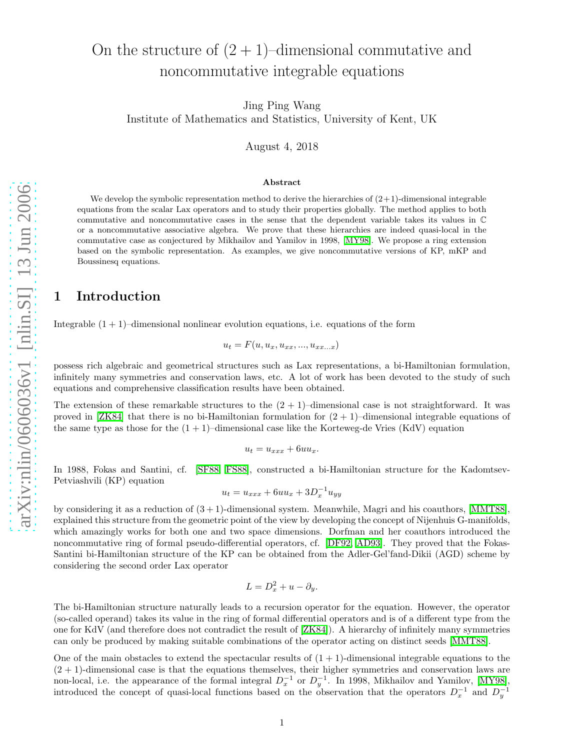# On the structure of $(2+1)$–dimensional commutative and noncommutative integrable equations

Jing Ping Wang

Institute of Mathematics and Statistics, University of Kent, UK

August 4, 2018

### Abstract

We develop the symbolic representation method to derive the hierarchies of (2+1)-dimensional integrable equations from the scalar Lax operators and to study their properties globally. The method applies to both commutative and noncommutative cases in the sense that the dependent variable takes its values in $\mathbb{C}$ or a noncommutative associative algebra. We prove that these hierarchies are indeed quasi-local in the commutative case as conjectured by Mikhailov and Yamilov in 1998, [MY98]. We propose a ring extension based on the symbolic representation. As examples, we give noncommutative versions of KP, mKP and Boussinesq equations.

## 1 Introduction

Integrable $(1+1)$–dimensional nonlinear evolution equations, i.e. equations of the form

$$u_t = F(u, u_x, u_{xx}, ..., u_{xx...x})$$

possess rich algebraic and geometrical structures such as Lax representations, a bi-Hamiltonian formulation, infinitely many symmetries and conservation laws, etc. A lot of work has been devoted to the study of such equations and comprehensive classification results have been obtained.

The extension of these remarkable structures to the $(2+1)$–dimensional case is not straightforward. It was proved in [ZK84] that there is no bi-Hamiltonian formulation for $(2+1)$–dimensional integrable equations of the same type as those for the $(1+1)$–dimensional case like the Korteweg-de Vries (KdV) equation

$$u_t = u_{xxx} + 6uu_x.$$

In 1988, Fokas and Santini, cf. [SF88, FS88], constructed a bi-Hamiltonian structure for the Kadomtsev-Petviashvili (KP) equation

$$u_t = u_{xxx} + 6uu_x + 3D_x^{-1}u_{yy}$$

by considering it as a reduction of $(3+1)$-dimensional system. Meanwhile, Magri and his coauthors, [MMT88], explained this structure from the geometric point of the view by developing the concept of Nijenhuis G-manifolds, which amazingly works for both one and two space dimensions. Dorfman and her coauthors introduced the noncommutative ring of formal pseudo-differential operators, cf. [DF92, AD93]. They proved that the Fokas-Santini bi-Hamiltonian structure of the KP can be obtained from the Adler-Gel'fand-Dikii (AGD) scheme by considering the second order Lax operator

$$L = D_x^2 + u - \partial_y.$$

The bi-Hamiltonian structure naturally leads to a recursion operator for the equation. However, the operator (so-called operand) takes its value in the ring of formal differential operators and is of a different type from the one for KdV (and therefore does not contradict the result of [ZK84]). A hierarchy of infinitely many symmetries can only be produced by making suitable combinations of the operator acting on distinct seeds [MMT88].

One of the main obstacles to extend the spectacular results of $(1+1)$-dimensional integrable equations to the $(2+1)$-dimensional case is that the equations themselves, their higher symmetries and conservation laws are non-local, i.e. the appearance of the formal integral $D_x^{-1}$ or $D_y^{-1}$. In 1998, Mikhailov and Yamilov, [MY98], introduced the concept of quasi-local functions based on the observation that the operators $D_x^{-1}$ and $D_y^{-1}$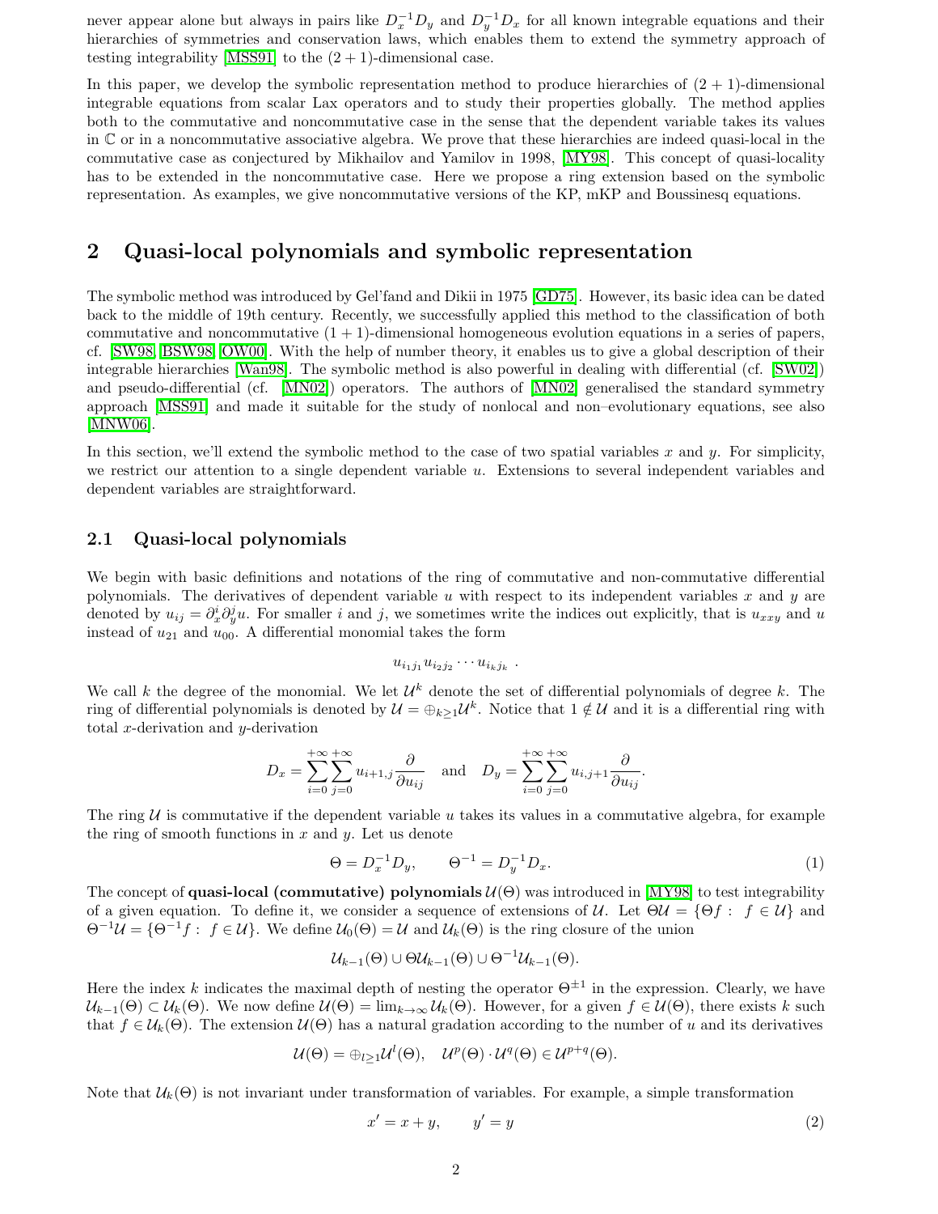never appear alone but always in pairs like $D_x^{-1}D_y$ and $D_y^{-1}D_x$ for all known integrable equations and their hierarchies of symmetries and conservation laws, which enables them to extend the symmetry approach of testing integrability [MSS91] to the $(2+1)$-dimensional case.

In this paper, we develop the symbolic representation method to produce hierarchies of $(2+1)$-dimensional integrable equations from scalar Lax operators and to study their properties globally. The method applies both to the commutative and noncommutative case in the sense that the dependent variable takes its values in $\mathbb{C}$ or in a noncommutative associative algebra. We prove that these hierarchies are indeed quasi-local in the commutative case as conjectured by Mikhailov and Yamilov in 1998, [MY98]. This concept of quasi-locality has to be extended in the noncommutative case. Here we propose a ring extension based on the symbolic representation. As examples, we give noncommutative versions of the KP, mKP and Boussinesq equations.

## 2 Quasi-local polynomials and symbolic representation

The symbolic method was introduced by Gel'fand and Dikii in 1975 [GD75]. However, its basic idea can be dated back to the middle of 19th century. Recently, we successfully applied this method to the classification of both commutative and noncommutative $(1+1)$-dimensional homogeneous evolution equations in a series of papers, cf. [SW98, BSW98, OW00]. With the help of number theory, it enables us to give a global description of their integrable hierarchies [Wan98]. The symbolic method is also powerful in dealing with differential (cf. [SW02]) and pseudo-differential (cf. [MN02]) operators. The authors of [MN02] generalised the standard symmetry approach [MSS91] and made it suitable for the study of nonlocal and non–evolutionary equations, see also [MNW06].

In this section, we'll extend the symbolic method to the case of two spatial variables $x$ and $y$. For simplicity, we restrict our attention to a single dependent variable $u$. Extensions to several independent variables and dependent variables are straightforward.

### 2.1 Quasi-local polynomials

We begin with basic definitions and notations of the ring of commutative and non-commutative differential polynomials. The derivatives of dependent variable $u$ with respect to its independent variables $x$ and $y$ are denoted by $u_{ij} = \partial_x^i \partial_y^j u$. For smaller $i$ and $j$, we sometimes write the indices out explicitly, that is $u_{xxy}$ and $u$ instead of $u_{21}$ and $u_{00}$. A differential monomial takes the form

$$u_{i_1 j_1} u_{i_2 j_2} \cdots u_{i_k j_k} \ .$$

We call $k$ the degree of the monomial. We let $\mathcal{U}^k$ denote the set of differential polynomials of degree $k$. The ring of differential polynomials is denoted by $\mathcal{U} = \oplus_{k \geq 1} \mathcal{U}^k$. Notice that $1 \notin \mathcal{U}$ and it is a differential ring with total $x$-derivation and $y$-derivation

$$D_x = \sum_{i=0}^{+\infty} \sum_{j=0}^{+\infty} u_{i+1,j} \frac{\partial}{\partial u_{ij}} \quad \text{and} \quad D_y = \sum_{i=0}^{+\infty} \sum_{j=0}^{+\infty} u_{i,j+1} \frac{\partial}{\partial u_{ij}}.$$

The ring $\mathcal{U}$ is commutative if the dependent variable $u$ takes its values in a commutative algebra, for example the ring of smooth functions in $x$ and $y$. Let us denote

$$\Theta = D_x^{-1} D_y, \qquad \Theta^{-1} = D_y^{-1} D_x. \tag{1}$$

The concept of **quasi-local (commutative) polynomials** $\mathcal{U}(\Theta)$ was introduced in [MY98] to test integrability of a given equation. To define it, we consider a sequence of extensions of $\mathcal{U}$. Let $\Theta \mathcal{U} = \{\Theta f : \ f \in \mathcal{U}\}$ and $\Theta^{-1} \mathcal{U} = \{\Theta^{-1} f : \ f \in \mathcal{U}\}$. We define $\mathcal{U}_0(\Theta) = \mathcal{U}$ and $\mathcal{U}_k(\Theta)$ is the ring closure of the union

$$\mathcal{U}_{k-1}(\Theta) \cup \Theta \mathcal{U}_{k-1}(\Theta) \cup \Theta^{-1} \mathcal{U}_{k-1}(\Theta).$$

Here the index $k$ indicates the maximal depth of nesting the operator $\Theta^{\pm 1}$ in the expression. Clearly, we have $\mathcal{U}_{k-1}(\Theta) \subset \mathcal{U}_k(\Theta)$. We now define $\mathcal{U}(\Theta) = \lim_{k \to \infty} \mathcal{U}_k(\Theta)$. However, for a given $f \in \mathcal{U}(\Theta)$, there exists $k$ such that $f \in \mathcal{U}_k(\Theta)$. The extension $\mathcal{U}(\Theta)$ has a natural gradation according to the number of $u$ and its derivatives

$$\mathcal{U}(\Theta) = \oplus_{l \geq 1} \mathcal{U}^l(\Theta), \quad \mathcal{U}^p(\Theta) \cdot \mathcal{U}^q(\Theta) \in \mathcal{U}^{p+q}(\Theta).$$

Note that $\mathcal{U}_k(\Theta)$ is not invariant under transformation of variables. For example, a simple transformation

$$x' = x + y, \qquad y' = y \tag{2}$$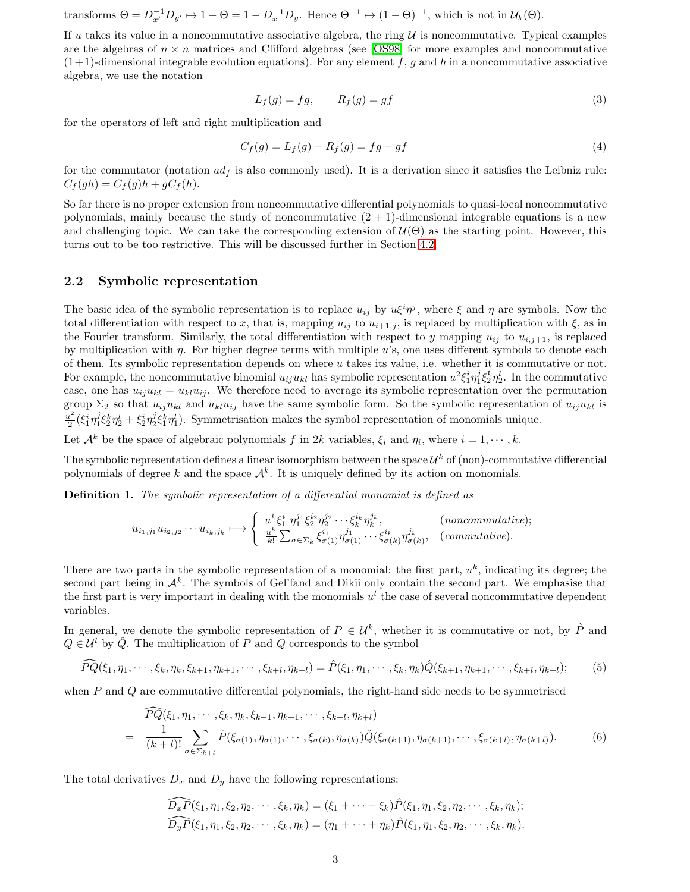transforms $\Theta = D_{x'}^{-1}D_{y'} \mapsto 1 - \Theta = 1 - D_x^{-1}D_y$. Hence $\Theta^{-1} \mapsto (1-\Theta)^{-1}$, which is not in $\mathcal{U}_k(\Theta)$.

If $u$ takes its value in a noncommutative associative algebra, the ring $\mathcal{U}$ is noncommutative. Typical examples are the algebras of $n \times n$ matrices and Clifford algebras (see [OS98] for more examples and noncommutative (1+1)-dimensional integrable evolution equations). For any element $f$, $g$ and $h$ in a noncommutative associative algebra, we use the notation

$$L_f(g) = fg, \qquad R_f(g) = gf \tag{3}$$

for the operators of left and right multiplication and

$$C_f(g) = L_f(g) - R_f(g) = fg - gf \tag{4}$$

for the commutator (notation $ad_f$ is also commonly used). It is a derivation since it satisfies the Leibniz rule: $C_f(gh) = C_f(g)h + gC_f(h)$.

So far there is no proper extension from noncommutative differential polynomials to quasi-local noncommutative polynomials, mainly because the study of noncommutative (2+1)-dimensional integrable equations is a new and challenging topic. We can take the corresponding extension of $\mathcal{U}(\Theta)$ as the starting point. However, this turns out to be too restrictive. This will be discussed further in Section 4.2.

## 2.2 Symbolic representation

The basic idea of the symbolic representation is to replace $u_{ij}$ by $u\xi^i\eta^j$, where $\xi$ and $\eta$ are symbols. Now the total differentiation with respect to $x$, that is, mapping $u_{ij}$ to $u_{i+1,j}$, is replaced by multiplication with $\xi$, as in the Fourier transform. Similarly, the total differentiation with respect to $y$ mapping $u_{ij}$ to $u_{i,j+1}$, is replaced by multiplication with $\eta$. For higher degree terms with multiple $u$'s, one uses different symbols to denote each of them. Its symbolic representation depends on where $u$ takes its value, i.e. whether it is commutative or not. For example, the noncommutative binomial $u_{ij}u_{kl}$ has symbolic representation $u^2\xi_1^i\eta_1^j\xi_2^k\eta_2^l$. In the commutative case, one has $u_{ij}u_{kl} = u_{kl}u_{ij}$. We therefore need to average its symbolic representation over the permutation group $\Sigma_2$ so that $u_{ij}u_{kl}$ and $u_{kl}u_{ij}$ have the same symbolic form. So the symbolic representation of $u_{ij}u_{kl}$ is $\frac{u^2}{2}(\xi_1^i\eta_1^j\xi_2^k\eta_2^l + \xi_2^i\eta_2^j\xi_1^k\eta_1^l)$. Symmetrisation makes the symbol representation of monomials unique.

Let $\mathcal{A}^k$ be the space of algebraic polynomials $f$ in $2k$ variables, $\xi_i$ and $\eta_i$, where $i = 1, \cdots, k$.

The symbolic representation defines a linear isomorphism between the space $\mathcal{U}^k$ of (non)-commutative differential polynomials of degree $k$ and the space $\mathcal{A}^k$. It is uniquely defined by its action on monomials.

**Definition 1.** *The symbolic representation of a differential monomial is defined as*

$$u_{i_1,j_1}u_{i_2,j_2}\cdots u_{i_k,j_k} \longmapsto \begin{cases} u^k\xi_1^{i_1}\eta_1^{j_1}\xi_2^{i_2}\eta_2^{j_2}\cdots\xi_k^{i_k}\eta_k^{j_k}, & (\textit{noncommutative});\\ \frac{u^k}{k!}\sum_{\sigma\in\Sigma_k}\xi_{\sigma(1)}^{i_1}\eta_{\sigma(1)}^{j_1}\cdots\xi_{\sigma(k)}^{i_k}\eta_{\sigma(k)}^{j_k}, & (\textit{commutative}).\end{cases}$$

There are two parts in the symbolic representation of a monomial: the first part, $u^k$, indicating its degree; the second part being in $\mathcal{A}^k$. The symbols of Gel'fand and Dikii only contain the second part. We emphasise that the first part is very important in dealing with the monomials $u^l$ the case of several noncommutative dependent variables.

In general, we denote the symbolic representation of $P \in \mathcal{U}^k$, whether it is commutative or not, by $\hat{P}$ and $Q \in \mathcal{U}^l$ by $\hat{Q}$. The multiplication of $P$ and $Q$ corresponds to the symbol

$$\widehat{PQ}(\xi_1,\eta_1,\cdots,\xi_k,\eta_k,\xi_{k+1},\eta_{k+1},\cdots,\xi_{k+l},\eta_{k+l}) = \hat{P}(\xi_1,\eta_1,\cdots,\xi_k,\eta_k)\hat{Q}(\xi_{k+1},\eta_{k+1},\cdots,\xi_{k+l},\eta_{k+l}); \tag{5}$$

when $P$ and $Q$ are commutative differential polynomials, the right-hand side needs to be symmetrised

$$\begin{aligned} &\widehat{PQ}(\xi_1,\eta_1,\cdots,\xi_k,\eta_k,\xi_{k+1},\eta_{k+1},\cdots,\xi_{k+l},\eta_{k+l})\\ =\ &\frac{1}{(k+l)!}\sum_{\sigma\in\Sigma_{k+l}}\hat{P}(\xi_{\sigma(1)},\eta_{\sigma(1)},\cdots,\xi_{\sigma(k)},\eta_{\sigma(k)})\hat{Q}(\xi_{\sigma(k+1)},\eta_{\sigma(k+1)},\cdots,\xi_{\sigma(k+l)},\eta_{\sigma(k+l)}). \end{aligned} \tag{6}$$

The total derivatives $D_x$ and $D_y$ have the following representations:

$$\widehat{D_xP}(\xi_1,\eta_1,\xi_2,\eta_2,\cdots,\xi_k,\eta_k) = (\xi_1+\cdots+\xi_k)\hat{P}(\xi_1,\eta_1,\xi_2,\eta_2,\cdots,\xi_k,\eta_k);$$
$$\widehat{D_yP}(\xi_1,\eta_1,\xi_2,\eta_2,\cdots,\xi_k,\eta_k) = (\eta_1+\cdots+\eta_k)\hat{P}(\xi_1,\eta_1,\xi_2,\eta_2,\cdots,\xi_k,\eta_k).$$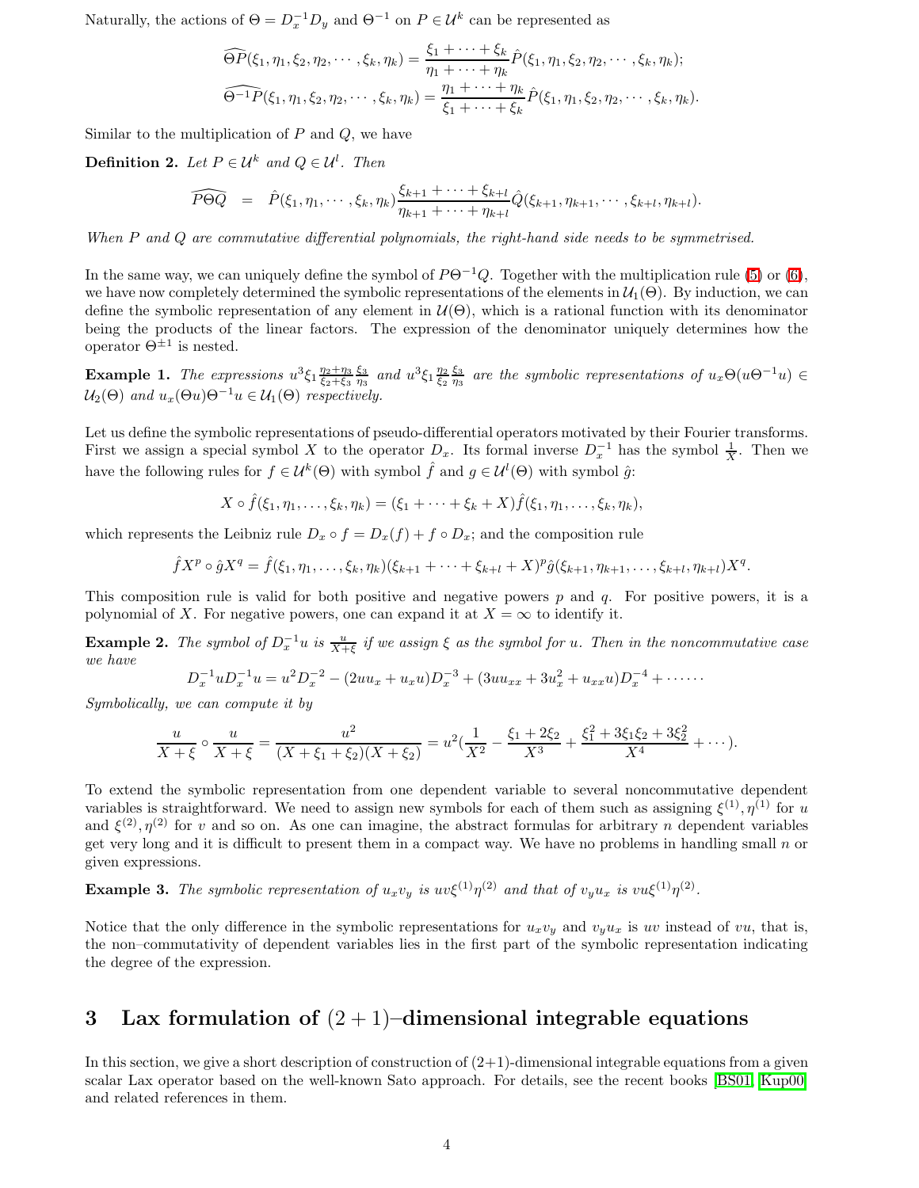Naturally, the actions of $\Theta = D_x^{-1}D_y$ and $\Theta^{-1}$ on $P \in \mathcal{U}^k$ can be represented as

$$\widehat{\Theta P}(\xi_1, \eta_1, \xi_2, \eta_2, \cdots, \xi_k, \eta_k) = \frac{\xi_1 + \cdots + \xi_k}{\eta_1 + \cdots + \eta_k}\hat{P}(\xi_1, \eta_1, \xi_2, \eta_2, \cdots, \xi_k, \eta_k);$$

$$\widehat{\Theta^{-1} P}(\xi_1, \eta_1, \xi_2, \eta_2, \cdots, \xi_k, \eta_k) = \frac{\eta_1 + \cdots + \eta_k}{\xi_1 + \cdots + \xi_k}\hat{P}(\xi_1, \eta_1, \xi_2, \eta_2, \cdots, \xi_k, \eta_k).$$

Similar to the multiplication of $P$ and $Q$, we have

**Definition 2.** *Let $P \in \mathcal{U}^k$ and $Q \in \mathcal{U}^l$. Then*

$$\widehat{P\Theta Q} \;=\; \hat{P}(\xi_1, \eta_1, \cdots, \xi_k, \eta_k)\frac{\xi_{k+1} + \cdots + \xi_{k+l}}{\eta_{k+1} + \cdots + \eta_{k+l}}\hat{Q}(\xi_{k+1}, \eta_{k+1}, \cdots, \xi_{k+l}, \eta_{k+l}).$$

*When $P$ and $Q$ are commutative differential polynomials, the right-hand side needs to be symmetrised.*

In the same way, we can uniquely define the symbol of $P\Theta^{-1}Q$. Together with the multiplication rule (5) or (6), we have now completely determined the symbolic representations of the elements in $\mathcal{U}_1(\Theta)$. By induction, we can define the symbolic representation of any element in $\mathcal{U}(\Theta)$, which is a rational function with its denominator being the products of the linear factors. The expression of the denominator uniquely determines how the operator $\Theta^{\pm 1}$ is nested.

**Example 1.** *The expressions $u^3\xi_1\frac{\eta_2+\eta_3}{\xi_2+\xi_3}\frac{\xi_3}{\eta_3}$ and $u^3\xi_1\frac{\eta_2}{\xi_2}\frac{\xi_3}{\eta_3}$ are the symbolic representations of $u_x\Theta(u\Theta^{-1}u) \in \mathcal{U}_2(\Theta)$ and $u_x(\Theta u)\Theta^{-1}u \in \mathcal{U}_1(\Theta)$ respectively.*

Let us define the symbolic representations of pseudo-differential operators motivated by their Fourier transforms. First we assign a special symbol $X$ to the operator $D_x$. Its formal inverse $D_x^{-1}$ has the symbol $\frac{1}{X}$. Then we have the following rules for $f \in \mathcal{U}^k(\Theta)$ with symbol $\hat{f}$ and $g \in \mathcal{U}^l(\Theta)$ with symbol $\hat{g}$:

$$X \circ \hat{f}(\xi_1, \eta_1, \ldots, \xi_k, \eta_k) = (\xi_1 + \cdots + \xi_k + X)\hat{f}(\xi_1, \eta_1, \ldots, \xi_k, \eta_k),$$

which represents the Leibniz rule $D_x \circ f = D_x(f) + f \circ D_x$; and the composition rule

$$\hat{f}X^p \circ \hat{g}X^q = \hat{f}(\xi_1, \eta_1, \ldots, \xi_k, \eta_k)(\xi_{k+1} + \cdots + \xi_{k+l} + X)^p\hat{g}(\xi_{k+1}, \eta_{k+1}, \ldots, \xi_{k+l}, \eta_{k+l})X^q.$$

This composition rule is valid for both positive and negative powers $p$ and $q$. For positive powers, it is a polynomial of $X$. For negative powers, one can expand it at $X = \infty$ to identify it.

**Example 2.** *The symbol of $D_x^{-1}u$ is $\frac{u}{X+\xi}$ if we assign $\xi$ as the symbol for $u$. Then in the noncommutative case we have*

$$D_x^{-1}uD_x^{-1}u = u^2D_x^{-2} - (2uu_x + u_xu)D_x^{-3} + (3uu_{xx} + 3u_x^2 + u_{xx}u)D_x^{-4} + \cdots\cdots$$

*Symbolically, we can compute it by*

$$\frac{u}{X+\xi} \circ \frac{u}{X+\xi} = \frac{u^2}{(X+\xi_1+\xi_2)(X+\xi_2)} = u^2(\frac{1}{X^2} - \frac{\xi_1+2\xi_2}{X^3} + \frac{\xi_1^2+3\xi_1\xi_2+3\xi_2^2}{X^4} + \cdots).$$

To extend the symbolic representation from one dependent variable to several noncommutative dependent variables is straightforward. We need to assign new symbols for each of them such as assigning $\xi^{(1)}, \eta^{(1)}$ for $u$ and $\xi^{(2)}, \eta^{(2)}$ for $v$ and so on. As one can imagine, the abstract formulas for arbitrary $n$ dependent variables get very long and it is difficult to present them in a compact way. We have no problems in handling small $n$ or given expressions.

**Example 3.** *The symbolic representation of $u_xv_y$ is $uv\xi^{(1)}\eta^{(2)}$ and that of $v_yu_x$ is $vu\xi^{(1)}\eta^{(2)}$.*

Notice that the only difference in the symbolic representations for $u_xv_y$ and $v_yu_x$ is $uv$ instead of $vu$, that is, the non–commutativity of dependent variables lies in the first part of the symbolic representation indicating the degree of the expression.

## 3 Lax formulation of (2 + 1)–dimensional integrable equations

In this section, we give a short description of construction of (2+1)-dimensional integrable equations from a given scalar Lax operator based on the well-known Sato approach. For details, see the recent books [BS01, Kup00] and related references in them.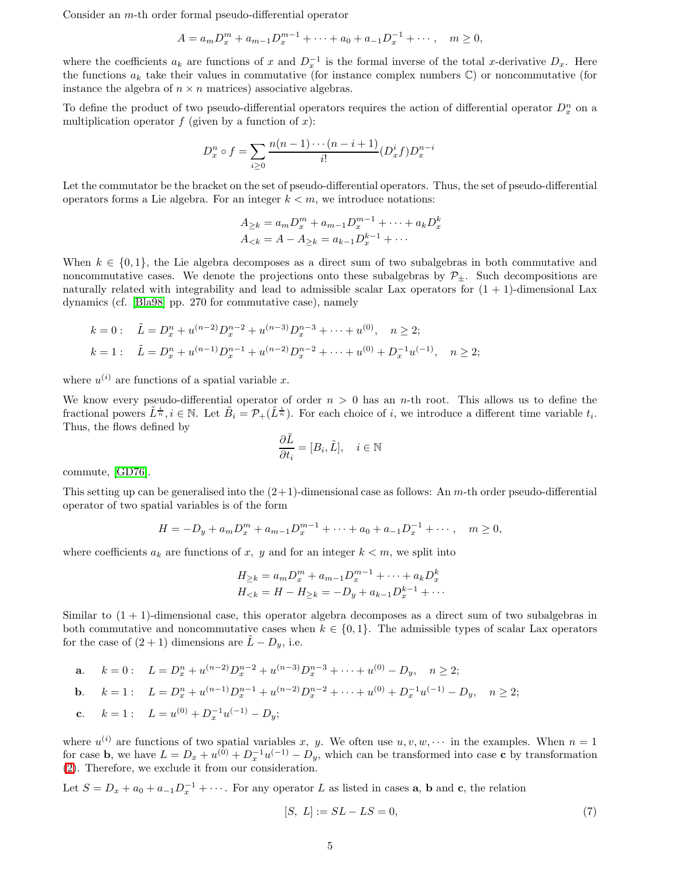Consider an $m$-th order formal pseudo-differential operator

$$A = a_m D_x^m + a_{m-1} D_x^{m-1} + \cdots + a_0 + a_{-1} D_x^{-1} + \cdots, \quad m \geq 0,$$

where the coefficients $a_k$ are functions of $x$ and $D_x^{-1}$ is the formal inverse of the total $x$-derivative $D_x$. Here the functions $a_k$ take their values in commutative (for instance complex numbers $\mathbb{C}$) or noncommutative (for instance the algebra of $n \times n$ matrices) associative algebras.

To define the product of two pseudo-differential operators requires the action of differential operator $D_x^n$ on a multiplication operator $f$ (given by a function of $x$):

$$D_x^n \circ f = \sum_{i \geq 0} \frac{n(n-1)\cdots(n-i+1)}{i!} (D_x^i f) D_x^{n-i}$$

Let the commutator be the bracket on the set of pseudo-differential operators. Thus, the set of pseudo-differential operators forms a Lie algebra. For an integer $k < m$, we introduce notations:

$$A_{\geq k} = a_m D_x^m + a_{m-1} D_x^{m-1} + \cdots + a_k D_x^k$$
$$A_{<k} = A - A_{\geq k} = a_{k-1} D_x^{k-1} + \cdots$$

When $k \in \{0, 1\}$, the Lie algebra decomposes as a direct sum of two subalgebras in both commutative and noncommutative cases. We denote the projections onto these subalgebras by $\mathcal{P}_{\pm}$. Such decompositions are naturally related with integrability and lead to admissible scalar Lax operators for $(1+1)$-dimensional Lax dynamics (cf. [Bla98] pp. 270 for commutative case), namely

$$k = 0: \quad \tilde{L} = D_x^n + u^{(n-2)} D_x^{n-2} + u^{(n-3)} D_x^{n-3} + \cdots + u^{(0)}, \quad n \geq 2;$$

$$k = 1: \quad \tilde{L} = D_x^n + u^{(n-1)} D_x^{n-1} + u^{(n-2)} D_x^{n-2} + \cdots + u^{(0)} + D_x^{-1} u^{(-1)}, \quad n \geq 2;$$

where $u^{(i)}$ are functions of a spatial variable $x$.

We know every pseudo-differential operator of order $n > 0$ has an $n$-th root. This allows us to define the fractional powers $\tilde{L}^{\frac{i}{n}}, i \in \mathbb{N}$. Let $\tilde{B}_i = \mathcal{P}_+(\tilde{L}^{\frac{i}{n}})$. For each choice of $i$, we introduce a different time variable $t_i$. Thus, the flows defined by

$$\frac{\partial \tilde{L}}{\partial t_i} = [B_i, \tilde{L}], \quad i \in \mathbb{N}$$

commute, [GD76].

This setting up can be generalised into the $(2+1)$-dimensional case as follows: An $m$-th order pseudo-differential operator of two spatial variables is of the form

$$H = -D_y + a_m D_x^m + a_{m-1} D_x^{m-1} + \cdots + a_0 + a_{-1} D_x^{-1} + \cdots, \quad m \geq 0,$$

where coefficients $a_k$ are functions of $x$, $y$ and for an integer $k < m$, we split into

$$H_{\geq k} = a_m D_x^m + a_{m-1} D_x^{m-1} + \cdots + a_k D_x^k$$
$$H_{<k} = H - H_{\geq k} = -D_y + a_{k-1} D_x^{k-1} + \cdots$$

Similar to $(1+1)$-dimensional case, this operator algebra decomposes as a direct sum of two subalgebras in both commutative and noncommutative cases when $k \in \{0, 1\}$. The admissible types of scalar Lax operators for the case of $(2+1)$ dimensions are $\tilde{L} - D_y$, i.e.

**a.** $\quad k = 0: \quad L = D_x^n + u^{(n-2)} D_x^{n-2} + u^{(n-3)} D_x^{n-3} + \cdots + u^{(0)} - D_y, \quad n \geq 2;$

**b.** $\quad k = 1: \quad L = D_x^n + u^{(n-1)} D_x^{n-1} + u^{(n-2)} D_x^{n-2} + \cdots + u^{(0)} + D_x^{-1} u^{(-1)} - D_y, \quad n \geq 2;$

**c.** $\quad k = 1: \quad L = u^{(0)} + D_x^{-1} u^{(-1)} - D_y;$

where $u^{(i)}$ are functions of two spatial variables $x$, $y$. We often use $u, v, w, \cdots$ in the examples. When $n = 1$ for case **b**, we have $L = D_x + u^{(0)} + D_x^{-1} u^{(-1)} - D_y$, which can be transformed into case **c** by transformation (2). Therefore, we exclude it from our consideration.

Let $S = D_x + a_0 + a_{-1} D_x^{-1} + \cdots$. For any operator $L$ as listed in cases **a**, **b** and **c**, the relation

$$[S,\ L] := SL - LS = 0, \tag{7}$$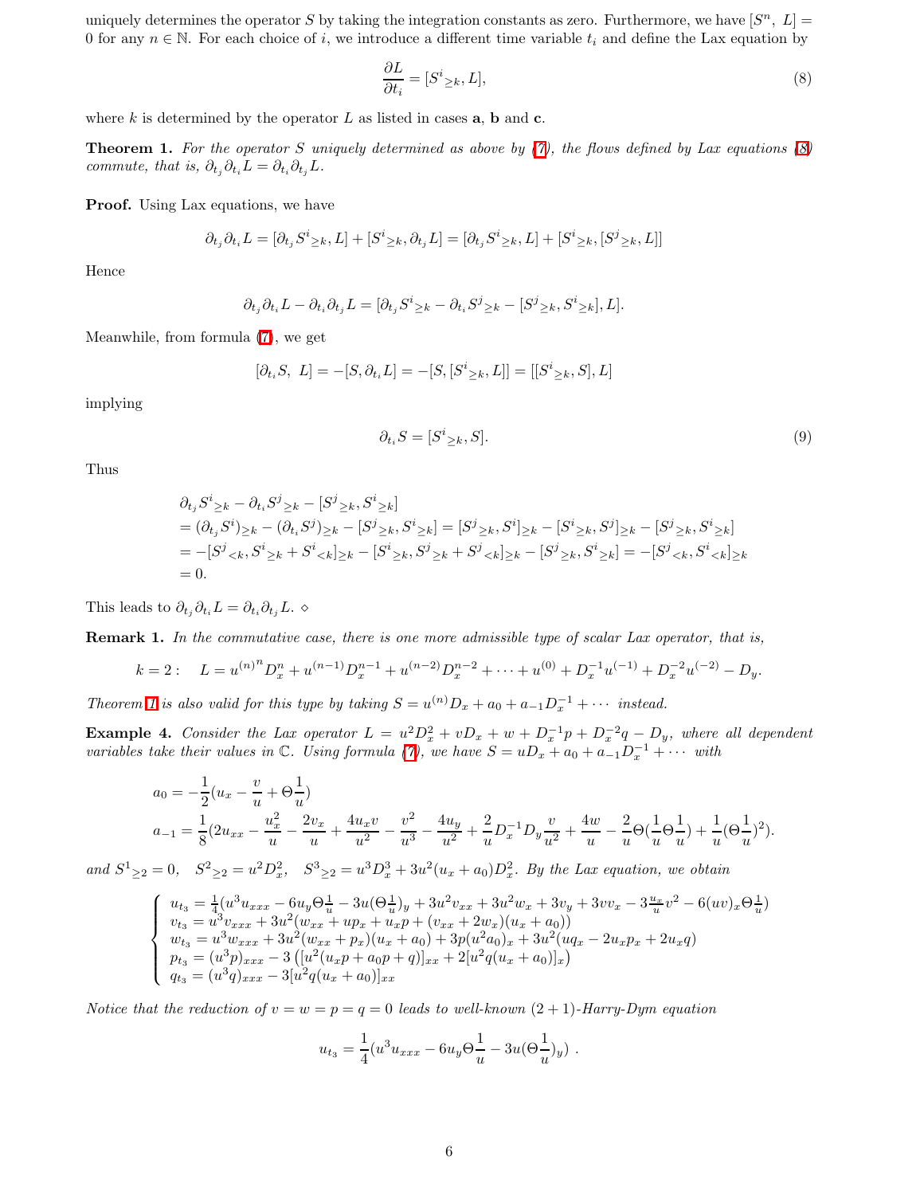uniquely determines the operator $S$ by taking the integration constants as zero. Furthermore, we have $[S^n,\ L] = 0$ for any $n \in \mathbb{N}$. For each choice of $i$, we introduce a different time variable $t_i$ and define the Lax equation by

$$\frac{\partial L}{\partial t_i} = [S^i{}_{\geq k}, L], \tag{8}$$

where $k$ is determined by the operator $L$ as listed in cases **a**, **b** and **c**.

**Theorem 1.** *For the operator $S$ uniquely determined as above by (7), the flows defined by Lax equations (8) commute, that is, $\partial_{t_j}\partial_{t_i}L = \partial_{t_i}\partial_{t_j}L$.*

**Proof.** Using Lax equations, we have

$$\partial_{t_j}\partial_{t_i}L = [\partial_{t_j}S^i{}_{\geq k}, L] + [S^i{}_{\geq k}, \partial_{t_j}L] = [\partial_{t_j}S^i{}_{\geq k}, L] + [S^i{}_{\geq k}, [S^j{}_{\geq k}, L]]$$

Hence

$$\partial_{t_j}\partial_{t_i}L - \partial_{t_i}\partial_{t_j}L = [\partial_{t_j}S^i{}_{\geq k} - \partial_{t_i}S^j{}_{\geq k} - [S^j{}_{\geq k}, S^i{}_{\geq k}], L].$$

Meanwhile, from formula (7), we get

$$[\partial_{t_i}S,\ L] = -[S, \partial_{t_i}L] = -[S, [S^i{}_{\geq k}, L]] = [[S^i{}_{\geq k}, S], L]$$

implying

$$\partial_{t_i}S = [S^i{}_{\geq k}, S]. \tag{9}$$

Thus

$$\begin{aligned}
&\partial_{t_j}S^i{}_{\geq k} - \partial_{t_i}S^j{}_{\geq k} - [S^j{}_{\geq k}, S^i{}_{\geq k}] \\
&= (\partial_{t_j}S^i)_{\geq k} - (\partial_{t_i}S^j)_{\geq k} - [S^j{}_{\geq k}, S^i{}_{\geq k}] = [S^j{}_{\geq k}, S^i]_{\geq k} - [S^i{}_{\geq k}, S^j]_{\geq k} - [S^j{}_{\geq k}, S^i{}_{\geq k}] \\
&= -[S^j{}_{<k}, S^i{}_{\geq k} + S^i{}_{<k}]_{\geq k} - [S^i{}_{\geq k}, S^j{}_{\geq k} + S^j{}_{<k}]_{\geq k} - [S^j{}_{\geq k}, S^i{}_{\geq k}] = -[S^j{}_{<k}, S^i{}_{<k}]_{\geq k} \\
&= 0.
\end{aligned}$$

This leads to $\partial_{t_j}\partial_{t_i}L = \partial_{t_i}\partial_{t_j}L$. $\diamond$

**Remark 1.** *In the commutative case, there is one more admissible type of scalar Lax operator, that is,*

$$k = 2: \quad L = {u^{(n)}}^n D_x^n + u^{(n-1)}D_x^{n-1} + u^{(n-2)}D_x^{n-2} + \cdots + u^{(0)} + D_x^{-1}u^{(-1)} + D_x^{-2}u^{(-2)} - D_y.$$

*Theorem 1 is also valid for this type by taking $S = u^{(n)}D_x + a_0 + a_{-1}D_x^{-1} + \cdots$ instead.*

**Example 4.** *Consider the Lax operator $L = u^2D_x^2 + vD_x + w + D_x^{-1}p + D_x^{-2}q - D_y$, where all dependent variables take their values in $\mathbb{C}$. Using formula (7), we have $S = uD_x + a_0 + a_{-1}D_x^{-1} + \cdots$ with*

$$\begin{aligned}
a_0 &= -\frac{1}{2}(u_x - \frac{v}{u} + \Theta\frac{1}{u}) \\
a_{-1} &= \frac{1}{8}(2u_{xx} - \frac{u_x^2}{u} - \frac{2v_x}{u} + \frac{4u_xv}{u^2} - \frac{v^2}{u^3} - \frac{4u_y}{u^2} + \frac{2}{u}D_x^{-1}D_y\frac{v}{u^2} + \frac{4w}{u} - \frac{2}{u}\Theta(\frac{1}{u}\Theta\frac{1}{u}) + \frac{1}{u}(\Theta\frac{1}{u})^2).
\end{aligned}$$

*and $S^1{}_{\geq 2} = 0$, $\quad S^2{}_{\geq 2} = u^2D_x^2$, $\quad S^3{}_{\geq 2} = u^3D_x^3 + 3u^2(u_x + a_0)D_x^2$. By the Lax equation, we obtain*

$$\begin{cases}
u_{t_3} = \frac{1}{4}(u^3u_{xxx} - 6u_y\Theta\frac{1}{u} - 3u(\Theta\frac{1}{u})_y + 3u^2v_{xx} + 3u^2w_x + 3v_y + 3vv_x - 3\frac{u_x}{u}v^2 - 6(uv)_x\Theta\frac{1}{u}) \\
v_{t_3} = u^3v_{xxx} + 3u^2(w_{xx} + up_x + u_xp + (v_{xx} + 2w_x)(u_x + a_0)) \\
w_{t_3} = u^3w_{xxx} + 3u^2(w_{xx} + p_x)(u_x + a_0) + 3p(u^2a_0)_x + 3u^2(uq_x - 2u_xp_x + 2u_xq) \\
p_{t_3} = (u^3p)_{xxx} - 3\left([u^2(u_xp + a_0p + q)]_{xx} + 2[u^2q(u_x + a_0)]_x\right) \\
q_{t_3} = (u^3q)_{xxx} - 3[u^2q(u_x + a_0)]_{xx}
\end{cases}$$

*Notice that the reduction of $v = w = p = q = 0$ leads to well-known $(2+1)$-Harry-Dym equation*

$$u_{t_3} = \frac{1}{4}(u^3u_{xxx} - 6u_y\Theta\frac{1}{u} - 3u(\Theta\frac{1}{u})_y)\ .$$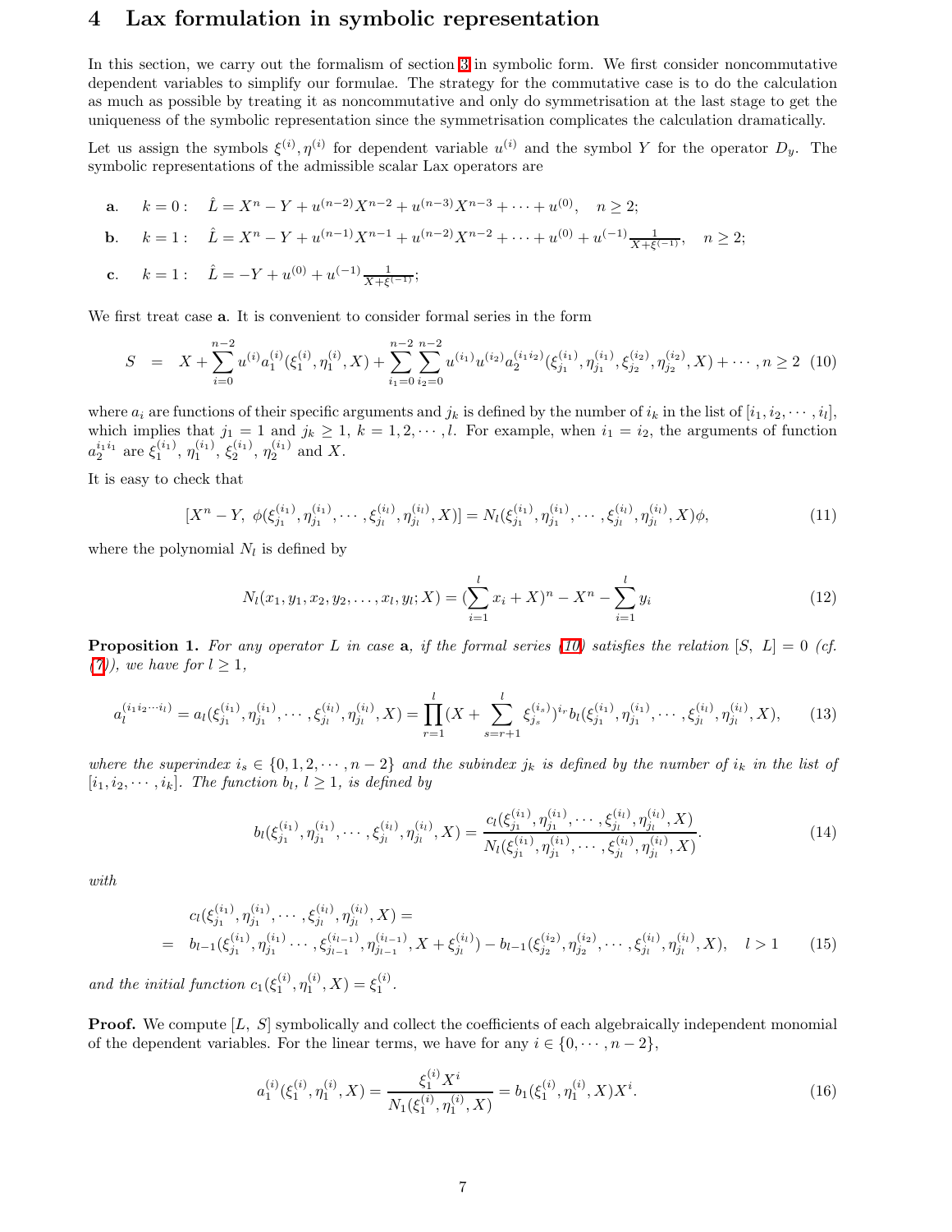## 4 Lax formulation in symbolic representation

In this section, we carry out the formalism of section 3 in symbolic form. We first consider noncommutative dependent variables to simplify our formulae. The strategy for the commutative case is to do the calculation as much as possible by treating it as noncommutative and only do symmetrisation at the last stage to get the uniqueness of the symbolic representation since the symmetrisation complicates the calculation dramatically.

Let us assign the symbols $\xi^{(i)}, \eta^{(i)}$ for dependent variable $u^{(i)}$ and the symbol $Y$ for the operator $D_y$. The symbolic representations of the admissible scalar Lax operators are

**a.** $\quad k = 0: \quad \hat{L} = X^n - Y + u^{(n-2)}X^{n-2} + u^{(n-3)}X^{n-3} + \cdots + u^{(0)}, \quad n \geq 2;$

**b.** $\quad k = 1: \quad \hat{L} = X^n - Y + u^{(n-1)}X^{n-1} + u^{(n-2)}X^{n-2} + \cdots + u^{(0)} + u^{(-1)}\frac{1}{X+\xi^{(-1)}}, \quad n \geq 2;$

**c.** $\quad k = 1: \quad \hat{L} = -Y + u^{(0)} + u^{(-1)}\frac{1}{X+\xi^{(-1)}};$

We first treat case **a**. It is convenient to consider formal series in the form

$$
S \;=\; X + \sum_{i=0}^{n-2} u^{(i)} a_1^{(i)}(\xi_1^{(i)}, \eta_1^{(i)}, X) + \sum_{i_1=0}^{n-2}\sum_{i_2=0}^{n-2} u^{(i_1)}u^{(i_2)} a_2^{(i_1 i_2)}(\xi_{j_1}^{(i_1)}, \eta_{j_1}^{(i_1)}, \xi_{j_2}^{(i_2)}, \eta_{j_2}^{(i_2)}, X) + \cdots, n \geq 2 \quad (10)
$$

where $a_i$ are functions of their specific arguments and $j_k$ is defined by the number of $i_k$ in the list of $[i_1, i_2, \cdots, i_l]$, which implies that $j_1 = 1$ and $j_k \geq 1$, $k = 1, 2, \cdots, l$. For example, when $i_1 = i_2$, the arguments of function $a_2^{i_1 i_1}$ are $\xi_1^{(i_1)}$, $\eta_1^{(i_1)}$, $\xi_2^{(i_1)}$, $\eta_2^{(i_1)}$ and $X$.

It is easy to check that

$$
[X^n - Y,\ \phi(\xi_{j_1}^{(i_1)}, \eta_{j_1}^{(i_1)}, \cdots, \xi_{j_l}^{(i_l)}, \eta_{j_l}^{(i_l)}, X)] = N_l(\xi_{j_1}^{(i_1)}, \eta_{j_1}^{(i_1)}, \cdots, \xi_{j_l}^{(i_l)}, \eta_{j_l}^{(i_l)}, X)\phi, \quad (11)
$$

where the polynomial $N_l$ is defined by

$$
N_l(x_1, y_1, x_2, y_2, \ldots, x_l, y_l; X) = (\sum_{i=1}^{l} x_i + X)^n - X^n - \sum_{i=1}^{l} y_i \quad (12)
$$

**Proposition 1.** *For any operator $L$ in case* **a***, if the formal series (10) satisfies the relation $[S,\ L] = 0$ (cf. (7)), we have for $l \geq 1$,*

$$
a_l^{(i_1 i_2 \cdots i_l)} = a_l(\xi_{j_1}^{(i_1)}, \eta_{j_1}^{(i_1)}, \cdots, \xi_{j_l}^{(i_l)}, \eta_{j_l}^{(i_l)}, X) = \prod_{r=1}^{l}(X + \sum_{s=r+1}^{l}\xi_{j_s}^{(i_s)})^{i_r} b_l(\xi_{j_1}^{(i_1)}, \eta_{j_1}^{(i_1)}, \cdots, \xi_{j_l}^{(i_l)}, \eta_{j_l}^{(i_l)}, X), \quad (13)
$$

*where the superindex $i_s \in \{0, 1, 2, \cdots, n-2\}$ and the subindex $j_k$ is defined by the number of $i_k$ in the list of $[i_1, i_2, \cdots, i_k]$. The function $b_l$, $l \geq 1$, is defined by*

$$
b_l(\xi_{j_1}^{(i_1)}, \eta_{j_1}^{(i_1)}, \cdots, \xi_{j_l}^{(i_l)}, \eta_{j_l}^{(i_l)}, X) = \frac{c_l(\xi_{j_1}^{(i_1)}, \eta_{j_1}^{(i_1)}, \cdots, \xi_{j_l}^{(i_l)}, \eta_{j_l}^{(i_l)}, X)}{N_l(\xi_{j_1}^{(i_1)}, \eta_{j_1}^{(i_1)}, \cdots, \xi_{j_l}^{(i_l)}, \eta_{j_l}^{(i_l)}, X)}. \quad (14)
$$

*with*

$$
\begin{aligned}
& c_l(\xi_{j_1}^{(i_1)}, \eta_{j_1}^{(i_1)}, \cdots, \xi_{j_l}^{(i_l)}, \eta_{j_l}^{(i_l)}, X) = \\
= \;& b_{l-1}(\xi_{j_1}^{(i_1)}, \eta_{j_1}^{(i_1)} \cdots, \xi_{j_{l-1}}^{(i_{l-1})}, \eta_{j_{l-1}}^{(i_{l-1})}, X + \xi_{j_l}^{(i_l)}) - b_{l-1}(\xi_{j_2}^{(i_2)}, \eta_{j_2}^{(i_2)}, \cdots, \xi_{j_l}^{(i_l)}, \eta_{j_l}^{(i_l)}, X), \quad l > 1 \quad (15)
\end{aligned}
$$

*and the initial function $c_1(\xi_1^{(i)}, \eta_1^{(i)}, X) = \xi_1^{(i)}$.*

**Proof.** We compute $[L,\ S]$ symbolically and collect the coefficients of each algebraically independent monomial of the dependent variables. For the linear terms, we have for any $i \in \{0, \cdots, n-2\}$,

$$
a_1^{(i)}(\xi_1^{(i)}, \eta_1^{(i)}, X) = \frac{\xi_1^{(i)} X^i}{N_1(\xi_1^{(i)}, \eta_1^{(i)}, X)} = b_1(\xi_1^{(i)}, \eta_1^{(i)}, X)X^i. \quad (16)
$$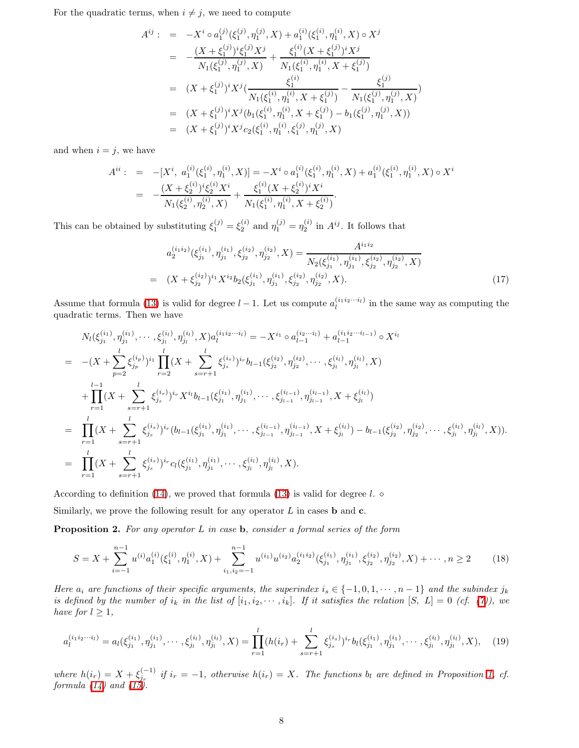For the quadratic terms, when $i \neq j$, we need to compute

$$
\begin{aligned}
A^{ij}: &= -X^i \circ a_1^{(j)}(\xi_1^{(j)}, \eta_1^{(j)}, X) + a_1^{(i)}(\xi_1^{(i)}, \eta_1^{(i)}, X) \circ X^j \\
&= -\frac{(X+\xi_1^{(j)})^i \xi_1^{(j)} X^j}{N_1(\xi_1^{(j)}, \eta_1^{(j)}, X)} + \frac{\xi_1^{(i)}(X+\xi_1^{(j)})^i X^j}{N_1(\xi_1^{(i)}, \eta_1^{(i)}, X+\xi_1^{(j)})} \\
&= (X+\xi_1^{(j)})^i X^j \Big(\frac{\xi_1^{(i)}}{N_1(\xi_1^{(i)}, \eta_1^{(i)}, X+\xi_1^{(j)})} - \frac{\xi_1^{(j)}}{N_1(\xi_1^{(j)}, \eta_1^{(j)}, X)}\Big) \\
&= (X+\xi_1^{(j)})^i X^j (b_1(\xi_1^{(i)}, \eta_1^{(i)}, X+\xi_1^{(j)}) - b_1(\xi_1^{(j)}, \eta_1^{(j)}, X)) \\
&= (X+\xi_1^{(j)})^i X^j c_2(\xi_1^{(i)}, \eta_1^{(i)}, \xi_1^{(j)}, \eta_1^{(j)}, X)
\end{aligned}
$$

and when $i = j$, we have

$$
\begin{aligned}
A^{ii}: &= -[X^i,\ a_1^{(i)}(\xi_1^{(i)}, \eta_1^{(i)}, X)] = -X^i \circ a_1^{(i)}(\xi_1^{(i)}, \eta_1^{(i)}, X) + a_1^{(i)}(\xi_1^{(i)}, \eta_1^{(i)}, X) \circ X^i \\
&= -\frac{(X+\xi_2^{(i)})^i \xi_2^{(i)} X^i}{N_1(\xi_2^{(i)}, \eta_2^{(i)}, X)} + \frac{\xi_1^{(i)}(X+\xi_2^{(i)})^i X^i}{N_1(\xi_1^{(i)}, \eta_1^{(i)}, X+\xi_2^{(i)})}.
\end{aligned}
$$

This can be obtained by substituting $\xi_1^{(j)} = \xi_2^{(i)}$ and $\eta_1^{(j)} = \eta_2^{(i)}$ in $A^{ij}$. It follows that

$$
\begin{aligned}
& a_2^{(i_1 i_2)}(\xi_{j_1}^{(i_1)}, \eta_{j_1}^{(i_1)}, \xi_{j_2}^{(i_2)}, \eta_{j_2}^{(i_2)}, X) = \frac{A^{i_1 i_2}}{N_2(\xi_{j_1}^{(i_1)}, \eta_{j_1}^{(i_1)}, \xi_{j_2}^{(i_2)}, \eta_{j_2}^{(i_2)}, X)} \\
= \;& (X+\xi_{j_2}^{(i_2)})^{i_1} X^{i_2} b_2(\xi_{j_1}^{(i_1)}, \eta_{j_1}^{(i_1)}, \xi_{j_2}^{(i_2)}, \eta_{j_2}^{(i_2)}, X). \qquad (17)
\end{aligned}
$$

Assume that formula (13) is valid for degree $l-1$. Let us compute $a_l^{(i_1 i_2 \cdots i_l)}$ in the same way as computing the quadratic terms. Then we have

$$
\begin{aligned}
& N_l(\xi_{j_1}^{(i_1)}, \eta_{j_1}^{(i_1)}, \cdots, \xi_{j_l}^{(i_l)}, \eta_{j_l}^{(i_l)}, X) a_l^{(i_1 i_2 \cdots i_l)} = -X^{i_1} \circ a_{l-1}^{(i_2 \cdots i_l)} + a_{l-1}^{(i_1 i_2 \cdots i_{l-1})} \circ X^{i_l} \\
= \;& -(X + \sum_{p=2}^{l} \xi_{j_p}^{(i_p)})^{i_1} \prod_{r=2}^{l} (X + \sum_{s=r+1}^{l} \xi_{j_s}^{(i_s)})^{i_r} b_{l-1}(\xi_{j_2}^{(i_2)}, \eta_{j_2}^{(i_2)}, \cdots, \xi_{j_l}^{(i_l)}, \eta_{j_l}^{(i_l)}, X) \\
& + \prod_{r=1}^{l-1} (X + \sum_{s=r+1}^{l} \xi_{j_s}^{(i_s)})^{i_r} X^{i_l} b_{l-1}(\xi_{j_1}^{(i_1)}, \eta_{j_1}^{(i_1)}, \cdots, \xi_{j_{l-1}}^{(i_{l-1})}, \eta_{j_{l-1}}^{(i_{l-1})}, X + \xi_{j_l}^{(i_l)}) \\
= \;& \prod_{r=1}^{l} (X + \sum_{s=r+1}^{l} \xi_{j_s}^{(i_s)})^{i_r} (b_{l-1}(\xi_{j_1}^{(i_1)}, \eta_{j_1}^{(i_1)}, \cdots, \xi_{j_{l-1}}^{(i_{l-1})}, \eta_{j_{l-1}}^{(i_{l-1})}, X + \xi_{j_l}^{(i_l)}) - b_{l-1}(\xi_{j_2}^{(i_2)}, \eta_{j_2}^{(i_2)}, \cdots, \xi_{j_l}^{(i_l)}, \eta_{j_l}^{(i_l)}, X)). \\
= \;& \prod_{r=1}^{l} (X + \sum_{s=r+1}^{l} \xi_{j_s}^{(i_s)})^{i_r} c_l(\xi_{j_1}^{(i_1)}, \eta_{j_1}^{(i_1)}, \cdots, \xi_{j_l}^{(i_l)}, \eta_{j_l}^{(i_l)}, X).
\end{aligned}
$$

According to definition (14), we proved that formula (13) is valid for degree $l$. $\diamond$

Similarly, we prove the following result for any operator $L$ in cases **b** and **c**.

**Proposition 2.** *For any operator $L$ in case* **b***, consider a formal series of the form*

$$
S = X + \sum_{i=-1}^{n-1} u^{(i)} a_1^{(i)}(\xi_1^{(i)}, \eta_1^{(i)}, X) + \sum_{i_1, i_2=-1}^{n-1} u^{(i_1)} u^{(i_2)} a_2^{(i_1 i_2)}(\xi_{j_1}^{(i_1)}, \eta_{j_1}^{(i_1)}, \xi_{j_2}^{(i_2)}, \eta_{j_2}^{(i_2)}, X) + \cdots, n \geq 2 \qquad (18)
$$

*Here $a_i$ are functions of their specific arguments, the superindex $i_s \in \{-1, 0, 1, \cdots, n-1\}$ and the subindex $j_k$ is defined by the number of $i_k$ in the list of $[i_1, i_2, \cdots, i_k]$. If it satisfies the relation $[S,\ L] = 0$ (cf. (7)), we have for $l \geq 1$,*

$$
a_l^{(i_1 i_2 \cdots i_l)} = a_l(\xi_{j_1}^{(i_1)}, \eta_{j_1}^{(i_1)}, \cdots, \xi_{j_l}^{(i_l)}, \eta_{j_l}^{(i_l)}, X) = \prod_{r=1}^{l} (h(i_r) + \sum_{s=r+1}^{l} \xi_{j_s}^{(i_s)})^{i_r} b_l(\xi_{j_1}^{(i_1)}, \eta_{j_1}^{(i_1)}, \cdots, \xi_{j_l}^{(i_l)}, \eta_{j_l}^{(i_l)}, X), \qquad (19)
$$

*where $h(i_r) = X + \xi_{j_r}^{(-1)}$ if $i_r = -1$, otherwise $h(i_r) = X$. The functions $b_l$ are defined in Proposition 1, cf. formula (14) and (15).*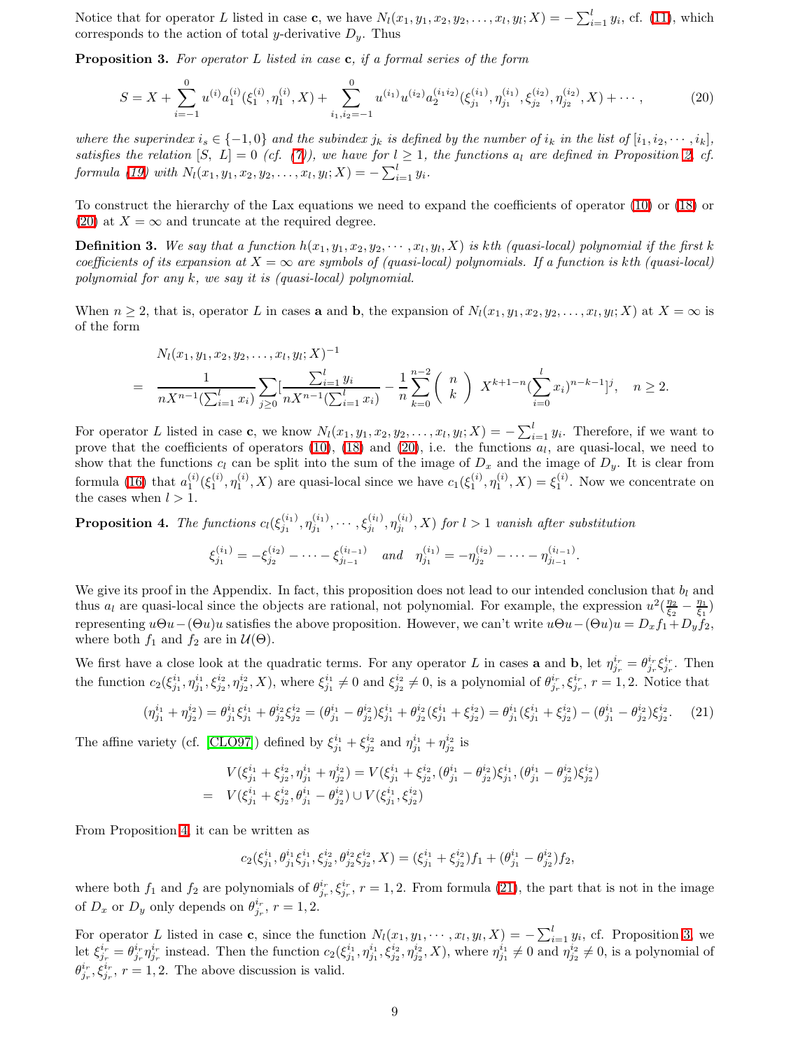Notice that for operator $L$ listed in case **c**, we have $N_l(x_1, y_1, x_2, y_2, \ldots, x_l, y_l; X) = -\sum_{i=1}^{l} y_i$, cf. (11), which corresponds to the action of total $y$-derivative $D_y$. Thus

**Proposition 3.** *For operator $L$ listed in case* **c***, if a formal series of the form*

$$S = X + \sum_{i=-1}^{0} u^{(i)} a_1^{(i)}(\xi_1^{(i)}, \eta_1^{(i)}, X) + \sum_{i_1, i_2=-1}^{0} u^{(i_1)} u^{(i_2)} a_2^{(i_1 i_2)}(\xi_{j_1}^{(i_1)}, \eta_{j_1}^{(i_1)}, \xi_{j_2}^{(i_2)}, \eta_{j_2}^{(i_2)}, X) + \cdots, \tag{20}$$

*where the superindex $i_s \in \{-1, 0\}$ and the subindex $j_k$ is defined by the number of $i_k$ in the list of $[i_1, i_2, \cdots, i_k]$, satisfies the relation $[S,\ L] = 0$ (cf. (7)), we have for $l \geq 1$, the functions $a_l$ are defined in Proposition 2, cf. formula (19) with $N_l(x_1, y_1, x_2, y_2, \ldots, x_l, y_l; X) = -\sum_{i=1}^{l} y_i$.*

To construct the hierarchy of the Lax equations we need to expand the coefficients of operator (10) or (18) or (20) at $X = \infty$ and truncate at the required degree.

**Definition 3.** *We say that a function $h(x_1, y_1, x_2, y_2, \cdots, x_l, y_l, X)$ is kth (quasi-local) polynomial if the first $k$ coefficients of its expansion at $X = \infty$ are symbols of (quasi-local) polynomials. If a function is kth (quasi-local) polynomial for any $k$, we say it is (quasi-local) polynomial.*

When $n \geq 2$, that is, operator $L$ in cases **a** and **b**, the expansion of $N_l(x_1, y_1, x_2, y_2, \ldots, x_l, y_l; X)$ at $X = \infty$ is of the form

$$\begin{aligned} & N_l(x_1, y_1, x_2, y_2, \ldots, x_l, y_l; X)^{-1} \\ = \quad & \frac{1}{nX^{n-1}(\sum_{i=1}^{l} x_i)} \sum_{j \geq 0} \Big[\frac{\sum_{i=1}^{l} y_i}{nX^{n-1}(\sum_{i=1}^{l} x_i)} - \frac{1}{n} \sum_{k=0}^{n-2} \binom{n}{k} X^{k+1-n} (\sum_{i=0}^{l} x_i)^{n-k-1}\Big]^j, \quad n \geq 2. \end{aligned}$$

For operator $L$ listed in case **c**, we know $N_l(x_1, y_1, x_2, y_2, \ldots, x_l, y_l; X) = -\sum_{i=1}^{l} y_i$. Therefore, if we want to prove that the coefficients of operators (10), (18) and (20), i.e. the functions $a_l$, are quasi-local, we need to show that the functions $c_l$ can be split into the sum of the image of $D_x$ and the image of $D_y$. It is clear from formula (16) that $a_1^{(i)}(\xi_1^{(i)}, \eta_1^{(i)}, X)$ are quasi-local since we have $c_1(\xi_1^{(i)}, \eta_1^{(i)}, X) = \xi_1^{(i)}$. Now we concentrate on the cases when $l > 1$.

**Proposition 4.** *The functions $c_l(\xi_{j_1}^{(i_1)}, \eta_{j_1}^{(i_1)}, \cdots, \xi_{j_l}^{(i_l)}, \eta_{j_l}^{(i_l)}, X)$ for $l > 1$ vanish after substitution*

$$\xi_{j_1}^{(i_1)} = -\xi_{j_2}^{(i_2)} - \cdots - \xi_{j_{l-1}}^{(i_{l-1})} \quad \text{and} \quad \eta_{j_1}^{(i_1)} = -\eta_{j_2}^{(i_2)} - \cdots - \eta_{j_{l-1}}^{(i_{l-1})}.$$

We give its proof in the Appendix. In fact, this proposition does not lead to our intended conclusion that $b_l$ and thus $a_l$ are quasi-local since the objects are rational, not polynomial. For example, the expression $u^2(\frac{\eta_2}{\xi_2} - \frac{\eta_1}{\xi_1})$ representing $u\Theta u - (\Theta u)u$ satisfies the above proposition. However, we can't write $u\Theta u - (\Theta u)u = D_x f_1 + D_y f_2$, where both $f_1$ and $f_2$ are in $\mathcal{U}(\Theta)$.

We first have a close look at the quadratic terms. For any operator $L$ in cases **a** and **b**, let $\eta_{j_r}^{i_r} = \theta_{j_r}^{i_r} \xi_{j_r}^{i_r}$. Then the function $c_2(\xi_{j_1}^{i_1}, \eta_{j_1}^{i_1}, \xi_{j_2}^{i_2}, \eta_{j_2}^{i_2}, X)$, where $\xi_{j_1}^{i_1} \neq 0$ and $\xi_{j_2}^{i_2} \neq 0$, is a polynomial of $\theta_{j_r}^{i_r}, \xi_{j_r}^{i_r}$, $r = 1, 2$. Notice that

$$(\eta_{j_1}^{i_1} + \eta_{j_2}^{i_2}) = \theta_{j_1}^{i_1} \xi_{j_1}^{i_1} + \theta_{j_2}^{i_2} \xi_{j_2}^{i_2} = (\theta_{j_1}^{i_1} - \theta_{j_2}^{i_2}) \xi_{j_1}^{i_1} + \theta_{j_2}^{i_2} (\xi_{j_1}^{i_1} + \xi_{j_2}^{i_2}) = \theta_{j_1}^{i_1} (\xi_{j_1}^{i_1} + \xi_{j_2}^{i_2}) - (\theta_{j_1}^{i_1} - \theta_{j_2}^{i_2}) \xi_{j_2}^{i_2}. \tag{21}$$

The affine variety (cf. [CLO97]) defined by $\xi_{j_1}^{i_1} + \xi_{j_2}^{i_2}$ and $\eta_{j_1}^{i_1} + \eta_{j_2}^{i_2}$ is

$$\begin{aligned} & V(\xi_{j_1}^{i_1} + \xi_{j_2}^{i_2}, \eta_{j_1}^{i_1} + \eta_{j_2}^{i_2}) = V(\xi_{j_1}^{i_1} + \xi_{j_2}^{i_2}, (\theta_{j_1}^{i_1} - \theta_{j_2}^{i_2}) \xi_{j_1}^{i_1}, (\theta_{j_1}^{i_1} - \theta_{j_2}^{i_2}) \xi_{j_2}^{i_2}) \\ = \quad & V(\xi_{j_1}^{i_1} + \xi_{j_2}^{i_2}, \theta_{j_1}^{i_1} - \theta_{j_2}^{i_2}) \cup V(\xi_{j_1}^{i_1}, \xi_{j_2}^{i_2}) \end{aligned}$$

From Proposition 4, it can be written as

$$c_2(\xi_{j_1}^{i_1}, \theta_{j_1}^{i_1} \xi_{j_1}^{i_1}, \xi_{j_2}^{i_2}, \theta_{j_2}^{i_2} \xi_{j_2}^{i_2}, X) = (\xi_{j_1}^{i_1} + \xi_{j_2}^{i_2}) f_1 + (\theta_{j_1}^{i_1} - \theta_{j_2}^{i_2}) f_2,$$

where both $f_1$ and $f_2$ are polynomials of $\theta_{j_r}^{i_r}, \xi_{j_r}^{i_r}$, $r = 1, 2$. From formula (21), the part that is not in the image of $D_x$ or $D_y$ only depends on $\theta_{j_r}^{i_r}$, $r = 1, 2$.

For operator $L$ listed in case **c**, since the function $N_l(x_1, y_1, \cdots, x_l, y_l, X) = -\sum_{i=1}^{l} y_i$, cf. Proposition 3, we let $\xi_{j_r}^{i_r} = \theta_{j_r}^{i_r} \eta_{j_r}^{i_r}$ instead. Then the function $c_2(\xi_{j_1}^{i_1}, \eta_{j_1}^{i_1}, \xi_{j_2}^{i_2}, \eta_{j_2}^{i_2}, X)$, where $\eta_{j_1}^{i_1} \neq 0$ and $\eta_{j_2}^{i_2} \neq 0$, is a polynomial of $\theta_{j_r}^{i_r}, \xi_{j_r}^{i_r}$, $r = 1, 2$. The above discussion is valid.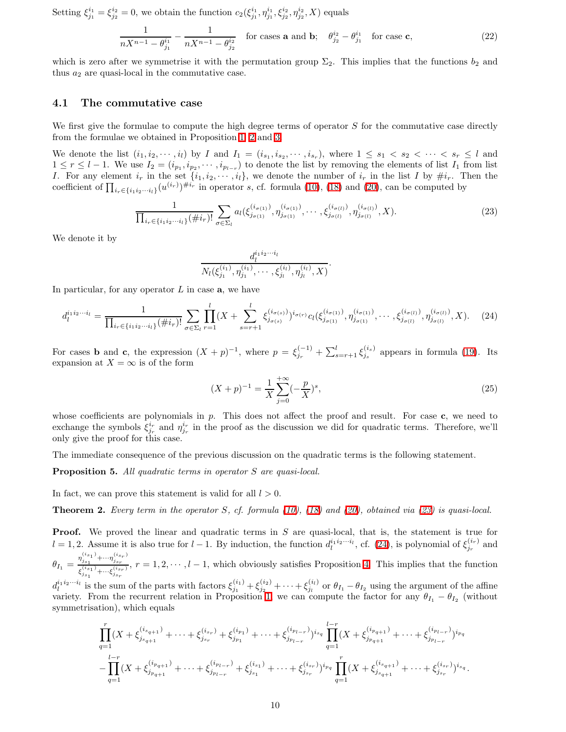Setting $\xi^{i_1}_{j_1} = \xi^{i_2}_{j_2} = 0$, we obtain the function $c_2(\xi^{i_1}_{j_1}, \eta^{i_1}_{j_1}, \xi^{i_2}_{j_2}, \eta^{i_2}_{j_2}, X)$ equals

$$\frac{1}{nX^{n-1} - \theta^{i_1}_{j_1}} - \frac{1}{nX^{n-1} - \theta^{i_2}_{j_2}} \quad \text{for cases } \mathbf{a} \text{ and } \mathbf{b}; \quad \theta^{i_2}_{j_2} - \theta^{i_1}_{j_1} \quad \text{for case } \mathbf{c}, \tag{22}$$

which is zero after we symmetrise it with the permutation group $\Sigma_2$. This implies that the functions $b_2$ and thus $a_2$ are quasi-local in the commutative case.

## 4.1 The commutative case

We first give the formulae to compute the high degree terms of operator $S$ for the commutative case directly from the formulae we obtained in Proposition 1, 2 and 3.

We denote the list $(i_1, i_2, \cdots, i_l)$ by $I$ and $I_1 = (i_{s_1}, i_{s_2}, \cdots, i_{s_r})$, where $1 \leq s_1 < s_2 < \cdots < s_r \leq l$ and $1 \leq r \leq l-1$. We use $I_2 = (i_{p_1}, i_{p_2}, \cdots, i_{p_{l-r}})$ to denote the list by removing the elements of list $I_1$ from list $I$. For any element $i_r$ in the set $\{i_1, i_2, \cdots, i_l\}$, we denote the number of $i_r$ in the list $I$ by $\#i_r$. Then the coefficient of $\prod_{i_r \in \{i_1 i_2 \cdots i_l\}} (u^{(i_r)})^{\#i_r}$ in operator $s$, cf. formula (10), (18) and (20), can be computed by

$$\frac{1}{\prod_{i_r \in \{i_1 i_2 \cdots i_l\}} (\#i_r)!} \sum_{\sigma \in \Sigma_l} a_l(\xi^{(i_{\sigma(1)})}_{j_{\sigma(1)}}, \eta^{(i_{\sigma(1)})}_{j_{\sigma(1)}}, \cdots, \xi^{(i_{\sigma(l)})}_{j_{\sigma(l)}}, \eta^{(i_{\sigma(l)})}_{j_{\sigma(l)}}, X). \tag{23}$$

We denote it by

$$\frac{d_l^{i_1 i_2 \cdots i_l}}{N_l(\xi^{(i_1)}_{j_1}, \eta^{(i_1)}_{j_1}, \cdots, \xi^{(i_l)}_{j_l}, \eta^{(i_l)}_{j_l}, X)}.$$

In particular, for any operator $L$ in case **a**, we have

$$d_l^{i_1 i_2 \cdots i_l} = \frac{1}{\prod_{i_r \in \{i_1 i_2 \cdots i_l\}} (\#i_r)!} \sum_{\sigma \in \Sigma_l} \prod_{r=1}^{l} (X + \sum_{s=r+1}^{l} \xi^{(i_{\sigma(s)})}_{j_{\sigma(s)}})^{i_{\sigma(r)}} c_l(\xi^{(i_{\sigma(1)})}_{j_{\sigma(1)}}, \eta^{(i_{\sigma(1)})}_{j_{\sigma(1)}}, \cdots, \xi^{(i_{\sigma(l)})}_{j_{\sigma(l)}}, \eta^{(i_{\sigma(l)})}_{j_{\sigma(l)}}, X). \tag{24}$$

For cases **b** and **c**, the expression $(X+p)^{-1}$, where $p = \xi^{(-1)}_{j_r} + \sum_{s=r+1}^{l} \xi^{(i_s)}_{j_s}$ appears in formula (19). Its expansion at $X = \infty$ is of the form

$$(X+p)^{-1} = \frac{1}{X} \sum_{j=0}^{+\infty} (-\frac{p}{X})^s, \tag{25}$$

whose coefficients are polynomials in $p$. This does not affect the proof and result. For case **c**, we need to exchange the symbols $\xi^{i_r}_{j_r}$ and $\eta^{i_r}_{j_r}$ in the proof as the discussion we did for quadratic terms. Therefore, we'll only give the proof for this case.

The immediate consequence of the previous discussion on the quadratic terms is the following statement.

**Proposition 5.** *All quadratic terms in operator $S$ are quasi-local.*

In fact, we can prove this statement is valid for all $l > 0$.

**Theorem 2.** *Every term in the operator $S$, cf. formula (10), (18) and (20), obtained via (23) is quasi-local.*

**Proof.** We proved the linear and quadratic terms in $S$ are quasi-local, that is, the statement is true for $l = 1, 2$. Assume it is also true for $l-1$. By induction, the function $d_l^{i_1 i_2 \cdots i_l}$, cf. (24), is polynomial of $\xi^{(i_r)}_{j_r}$ and $\theta_{I_1} = \frac{\eta^{(i_{s_1})}_{j_{s_1}} + \cdots \eta^{(i_{s_r})}_{j_{s_r}}}{\xi^{(i_{s_1})}_{j_{s_1}} + \cdots \xi^{(i_{s_r})}_{j_{s_r}}}$, $r = 1, 2, \cdots, l-1$, which obviously satisfies Proposition 4. This implies that the function $d_l^{i_1 i_2 \cdots i_l}$ is the sum of the parts with factors $\xi^{(i_1)}_{j_1} + \xi^{(i_2)}_{j_2} + \cdots + \xi^{(i_l)}_{j_l}$ or $\theta_{I_1} - \theta_{I_2}$ using the argument of the affine variety. From the recurrent relation in Proposition 1, we can compute the factor for any $\theta_{I_1} - \theta_{I_2}$ (without symmetrisation), which equals

$$\prod_{q=1}^{r} (X + \xi^{(i_{s_{q+1}})}_{j_{s_{q+1}}} + \cdots + \xi^{(i_{s_r})}_{j_{s_r}} + \xi^{(i_{p_1})}_{j_{p_1}} + \cdots + \xi^{(i_{p_{l-r}})}_{j_{p_{l-r}}})^{i_{s_q}} \prod_{q=1}^{l-r} (X + \xi^{(i_{p_{q+1}})}_{j_{p_{q+1}}} + \cdots + \xi^{(i_{p_{l-r}})}_{j_{p_{l-r}}})^{i_{p_q}}$$
$$- \prod_{q=1}^{l-r} (X + \xi^{(i_{p_{q+1}})}_{j_{p_{q+1}}} + \cdots + \xi^{(i_{p_{l-r}})}_{j_{p_{l-r}}} + \xi^{(i_{s_1})}_{j_{s_1}} + \cdots + \xi^{(i_{s_r})}_{j_{s_r}})^{i_{p_q}} \prod_{q=1}^{r} (X + \xi^{(i_{s_{q+1}})}_{j_{s_{q+1}}} + \cdots + \xi^{(i_{s_r})}_{j_{s_r}})^{i_{s_q}}.$$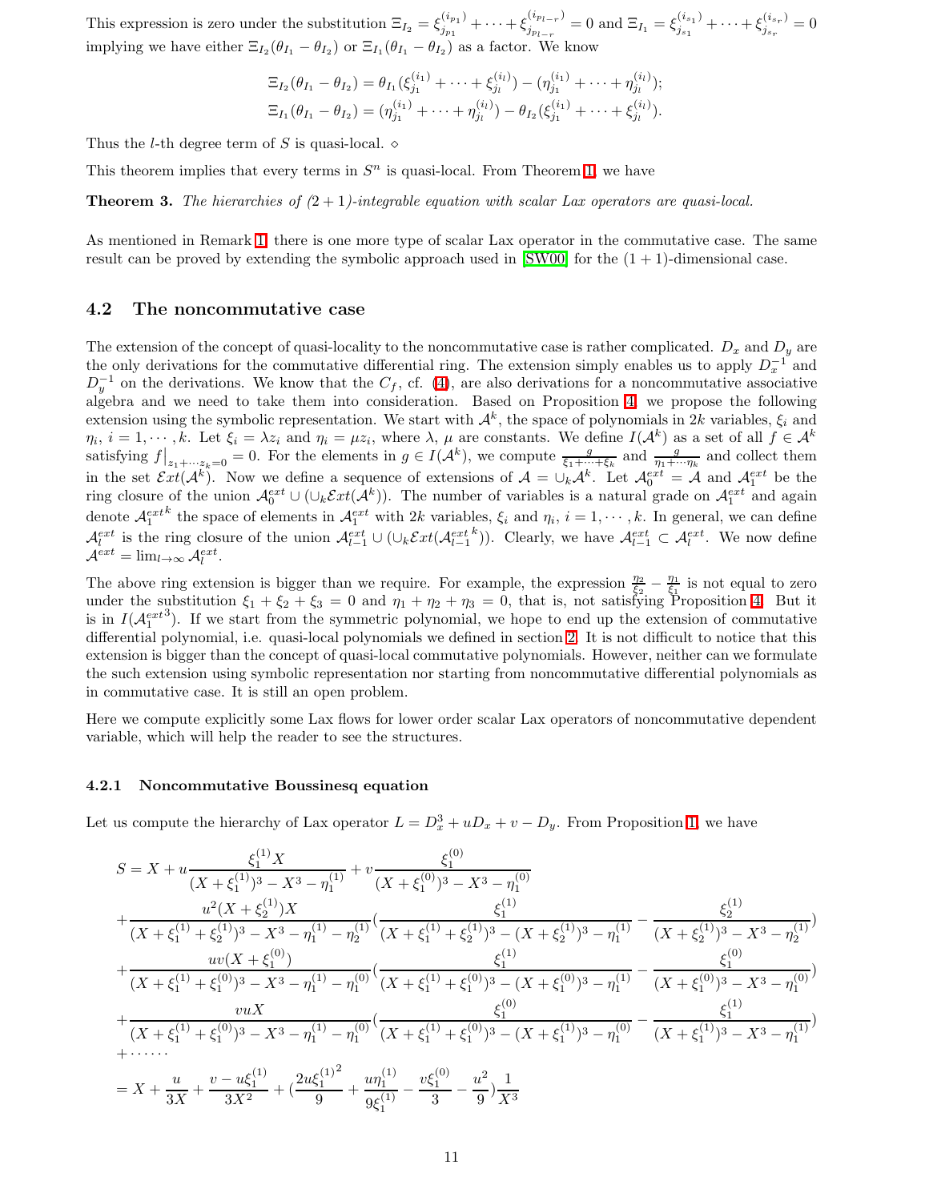This expression is zero under the substitution $\Xi_{I_2} = \xi^{(i_{p_1})}_{j_{p_1}} + \cdots + \xi^{(i_{p_{l-r}})}_{j_{p_{l-r}}} = 0$ and $\Xi_{I_1} = \xi^{(i_{s_1})}_{j_{s_1}} + \cdots + \xi^{(i_{s_r})}_{j_{s_r}} = 0$ implying we have either $\Xi_{I_2}(\theta_{I_1} - \theta_{I_2})$ or $\Xi_{I_1}(\theta_{I_1} - \theta_{I_2})$ as a factor. We know

$$\Xi_{I_2}(\theta_{I_1} - \theta_{I_2}) = \theta_{I_1}(\xi^{(i_1)}_{j_1} + \cdots + \xi^{(i_l)}_{j_l}) - (\eta^{(i_1)}_{j_1} + \cdots + \eta^{(i_l)}_{j_l});$$
$$\Xi_{I_1}(\theta_{I_1} - \theta_{I_2}) = (\eta^{(i_1)}_{j_1} + \cdots + \eta^{(i_l)}_{j_l}) - \theta_{I_2}(\xi^{(i_1)}_{j_1} + \cdots + \xi^{(i_l)}_{j_l}).$$

Thus the $l$-th degree term of $S$ is quasi-local. $\diamond$

This theorem implies that every terms in $S^n$ is quasi-local. From Theorem 1, we have

**Theorem 3.** *The hierarchies of $(2+1)$-integrable equation with scalar Lax operators are quasi-local.*

As mentioned in Remark 1, there is one more type of scalar Lax operator in the commutative case. The same result can be proved by extending the symbolic approach used in [SW00] for the $(1+1)$-dimensional case.

## 4.2 The noncommutative case

The extension of the concept of quasi-locality to the noncommutative case is rather complicated. $D_x$ and $D_y$ are the only derivations for the commutative differential ring. The extension simply enables us to apply $D_x^{-1}$ and $D_y^{-1}$ on the derivations. We know that the $C_f$, cf. (4), are also derivations for a noncommutative associative algebra and we need to take them into consideration. Based on Proposition 4, we propose the following extension using the symbolic representation. We start with $\mathcal{A}^k$, the space of polynomials in $2k$ variables, $\xi_i$ and $\eta_i$, $i = 1, \cdots, k$. Let $\xi_i = \lambda z_i$ and $\eta_i = \mu z_i$, where $\lambda$, $\mu$ are constants. We define $I(\mathcal{A}^k)$ as a set of all $f \in \mathcal{A}^k$ satisfying $f\big|_{z_1+\cdots z_k=0} = 0$. For the elements in $g \in I(\mathcal{A}^k)$, we compute $\frac{g}{\xi_1+\cdots+\xi_k}$ and $\frac{g}{\eta_1+\cdots\eta_k}$ and collect them in the set $\mathcal{E}xt(\mathcal{A}^k)$. Now we define a sequence of extensions of $\mathcal{A} = \cup_k \mathcal{A}^k$. Let $\mathcal{A}_0^{ext} = \mathcal{A}$ and $\mathcal{A}_1^{ext}$ be the ring closure of the union $\mathcal{A}_0^{ext} \cup (\cup_k \mathcal{E}xt(\mathcal{A}^k))$. The number of variables is a natural grade on $\mathcal{A}_1^{ext}$ and again denote $\mathcal{A}_1^{ext\,k}$ the space of elements in $\mathcal{A}_1^{ext}$ with $2k$ variables, $\xi_i$ and $\eta_i$, $i = 1, \cdots, k$. In general, we can define $\mathcal{A}_l^{ext}$ is the ring closure of the union $\mathcal{A}_{l-1}^{ext} \cup (\cup_k \mathcal{E}xt(\mathcal{A}_{l-1}^{ext\,k}))$. Clearly, we have $\mathcal{A}_{l-1}^{ext} \subset \mathcal{A}_l^{ext}$. We now define $\mathcal{A}^{ext} = \lim_{l\to\infty} \mathcal{A}_l^{ext}$.

The above ring extension is bigger than we require. For example, the expression $\frac{\eta_2}{\xi_2} - \frac{\eta_1}{\xi_1}$ is not equal to zero under the substitution $\xi_1 + \xi_2 + \xi_3 = 0$ and $\eta_1 + \eta_2 + \eta_3 = 0$, that is, not satisfying Proposition 4. But it is in $I(\mathcal{A}_1^{ext\,3})$. If we start from the symmetric polynomial, we hope to end up the extension of commutative differential polynomial, i.e. quasi-local polynomials we defined in section 2. It is not difficult to notice that this extension is bigger than the concept of quasi-local commutative polynomials. However, neither can we formulate the such extension using symbolic representation nor starting from noncommutative differential polynomials as in commutative case. It is still an open problem.

Here we compute explicitly some Lax flows for lower order scalar Lax operators of noncommutative dependent variable, which will help the reader to see the structures.

### 4.2.1 Noncommutative Boussinesq equation

Let us compute the hierarchy of Lax operator $L = D_x^3 + uD_x + v - D_y$. From Proposition 1, we have

$$
\begin{aligned}
S = {} & X + u\frac{\xi_1^{(1)}X}{(X+\xi_1^{(1)})^3 - X^3 - \eta_1^{(1)}} + v\frac{\xi_1^{(0)}}{(X+\xi_1^{(0)})^3 - X^3 - \eta_1^{(0)}} \\
& + \frac{u^2(X+\xi_2^{(1)})X}{(X+\xi_1^{(1)}+\xi_2^{(1)})^3 - X^3 - \eta_1^{(1)} - \eta_2^{(1)}}\Big(\frac{\xi_1^{(1)}}{(X+\xi_1^{(1)}+\xi_2^{(1)})^3 - (X+\xi_2^{(1)})^3 - \eta_1^{(1)}} - \frac{\xi_2^{(1)}}{(X+\xi_2^{(1)})^3 - X^3 - \eta_2^{(1)}}\Big) \\
& + \frac{uv(X+\xi_1^{(0)})}{(X+\xi_1^{(1)}+\xi_1^{(0)})^3 - X^3 - \eta_1^{(1)} - \eta_1^{(0)}}\Big(\frac{\xi_1^{(1)}}{(X+\xi_1^{(1)}+\xi_1^{(0)})^3 - (X+\xi_1^{(0)})^3 - \eta_1^{(1)}} - \frac{\xi_1^{(0)}}{(X+\xi_1^{(0)})^3 - X^3 - \eta_1^{(0)}}\Big) \\
& + \frac{vuX}{(X+\xi_1^{(1)}+\xi_1^{(0)})^3 - X^3 - \eta_1^{(1)} - \eta_1^{(0)}}\Big(\frac{\xi_1^{(0)}}{(X+\xi_1^{(1)}+\xi_1^{(0)})^3 - (X+\xi_1^{(1)})^3 - \eta_1^{(0)}} - \frac{\xi_1^{(1)}}{(X+\xi_1^{(1)})^3 - X^3 - \eta_1^{(1)}}\Big) \\
& + \cdots\cdots \\
= {} & X + \frac{u}{3X} + \frac{v - u\xi_1^{(1)}}{3X^2} + \Big(\frac{2u{\xi_1^{(1)}}^2}{9} + \frac{u\eta_1^{(1)}}{9\xi_1^{(1)}} - \frac{v\xi_1^{(0)}}{3} - \frac{u^2}{9}\Big)\frac{1}{X^3}
\end{aligned}
$$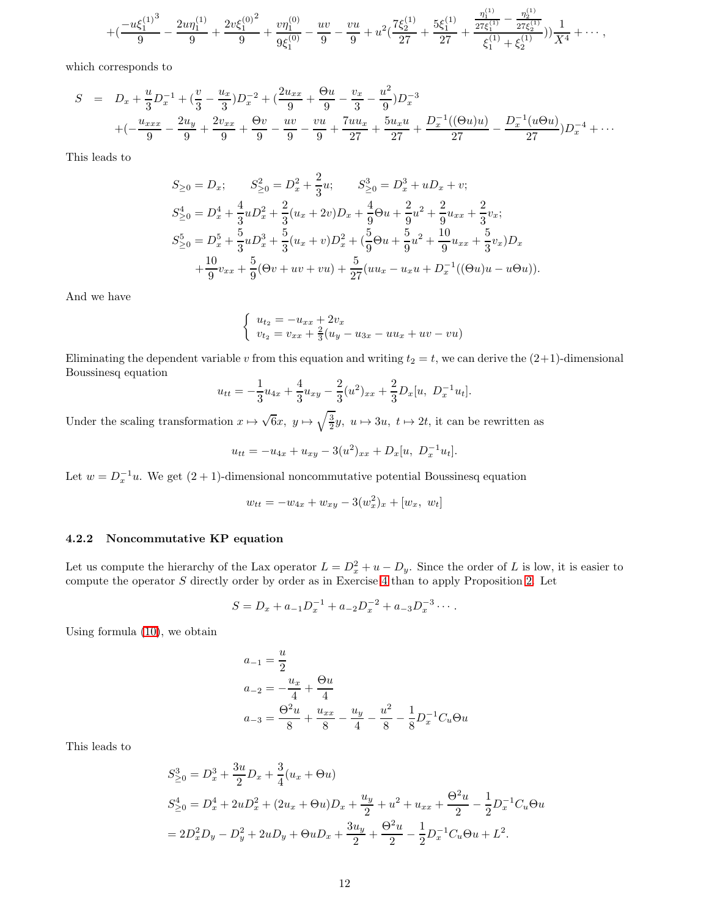$$+(\frac{-u{\xi_1^{(1)}}^3}{9} - \frac{2u\eta_1^{(1)}}{9} + \frac{2v{\xi_1^{(0)}}^2}{9} + \frac{v\eta_1^{(0)}}{9\xi_1^{(0)}} - \frac{uv}{9} - \frac{vu}{9} + u^2(\frac{7\xi_2^{(1)}}{27} + \frac{5\xi_1^{(1)}}{27} + \frac{\frac{\eta_1^{(1)}}{27\xi_1^{(1)}} - \frac{\eta_2^{(1)}}{27\xi_2^{(1)}}}{\xi_1^{(1)} + \xi_2^{(1)}}))\frac{1}{X^4} + \cdots,$$

which corresponds to

$$\begin{aligned}
S &= D_x + \frac{u}{3}D_x^{-1} + (\frac{v}{3} - \frac{u_x}{3})D_x^{-2} + (\frac{2u_{xx}}{9} + \frac{\Theta u}{9} - \frac{v_x}{3} - \frac{u^2}{9})D_x^{-3} \\
&\quad +(-\frac{u_{xxx}}{9} - \frac{2u_y}{9} + \frac{2v_{xx}}{9} + \frac{\Theta v}{9} - \frac{uv}{9} - \frac{vu}{9} + \frac{7uu_x}{27} + \frac{5u_xu}{27} + \frac{D_x^{-1}((\Theta u)u)}{27} - \frac{D_x^{-1}(u\Theta u)}{27})D_x^{-4} + \cdots
\end{aligned}$$

This leads to

$$\begin{aligned}
&S_{\geq 0} = D_x; \qquad S_{\geq 0}^2 = D_x^2 + \frac{2}{3}u; \qquad S_{\geq 0}^3 = D_x^3 + uD_x + v; \\
&S_{\geq 0}^4 = D_x^4 + \frac{4}{3}uD_x^2 + \frac{2}{3}(u_x + 2v)D_x + \frac{4}{9}\Theta u + \frac{2}{9}u^2 + \frac{2}{9}u_{xx} + \frac{2}{3}v_x; \\
&S_{\geq 0}^5 = D_x^5 + \frac{5}{3}uD_x^3 + \frac{5}{3}(u_x + v)D_x^2 + (\frac{5}{9}\Theta u + \frac{5}{9}u^2 + \frac{10}{9}u_{xx} + \frac{5}{3}v_x)D_x \\
&\qquad + \frac{10}{9}v_{xx} + \frac{5}{9}(\Theta v + uv + vu) + \frac{5}{27}(uu_x - u_xu + D_x^{-1}((\Theta u)u - u\Theta u)).
\end{aligned}$$

And we have

$$\begin{cases} u_{t_2} = -u_{xx} + 2v_x \\ v_{t_2} = v_{xx} + \frac{2}{3}(u_y - u_{3x} - uu_x + uv - vu) \end{cases}$$

Eliminating the dependent variable $v$ from this equation and writing $t_2 = t$, we can derive the (2+1)-dimensional Boussinesq equation

$$u_{tt} = -\frac{1}{3}u_{4x} + \frac{4}{3}u_{xy} - \frac{2}{3}(u^2)_{xx} + \frac{2}{3}D_x[u,\ D_x^{-1}u_t].$$

Under the scaling transformation $x \mapsto \sqrt{6}x,\ y \mapsto \sqrt{\frac{3}{2}}y,\ u \mapsto 3u,\ t \mapsto 2t$, it can be rewritten as

$$u_{tt} = -u_{4x} + u_{xy} - 3(u^2)_{xx} + D_x[u,\ D_x^{-1}u_t].$$

Let $w = D_x^{-1}u$. We get $(2+1)$-dimensional noncommutative potential Boussinesq equation

$$w_{tt} = -w_{4x} + w_{xy} - 3(w_x^2)_x + [w_x,\ w_t]$$

### 4.2.2 Noncommutative KP equation

Let us compute the hierarchy of the Lax operator $L = D_x^2 + u - D_y$. Since the order of $L$ is low, it is easier to compute the operator $S$ directly order by order as in Exercise 4 than to apply Proposition 2. Let

$$S = D_x + a_{-1}D_x^{-1} + a_{-2}D_x^{-2} + a_{-3}D_x^{-3}\cdots.$$

Using formula (10), we obtain

$$\begin{aligned}
a_{-1} &= \frac{u}{2} \\
a_{-2} &= -\frac{u_x}{4} + \frac{\Theta u}{4} \\
a_{-3} &= \frac{\Theta^2 u}{8} + \frac{u_{xx}}{8} - \frac{u_y}{4} - \frac{u^2}{8} - \frac{1}{8}D_x^{-1}C_u\Theta u
\end{aligned}$$

This leads to

$$\begin{aligned}
S_{\geq 0}^3 &= D_x^3 + \frac{3u}{2}D_x + \frac{3}{4}(u_x + \Theta u) \\
S_{\geq 0}^4 &= D_x^4 + 2uD_x^2 + (2u_x + \Theta u)D_x + \frac{u_y}{2} + u^2 + u_{xx} + \frac{\Theta^2 u}{2} - \frac{1}{2}D_x^{-1}C_u\Theta u \\
&= 2D_x^2D_y - D_y^2 + 2uD_y + \Theta uD_x + \frac{3u_y}{2} + \frac{\Theta^2 u}{2} - \frac{1}{2}D_x^{-1}C_u\Theta u + L^2.
\end{aligned}$$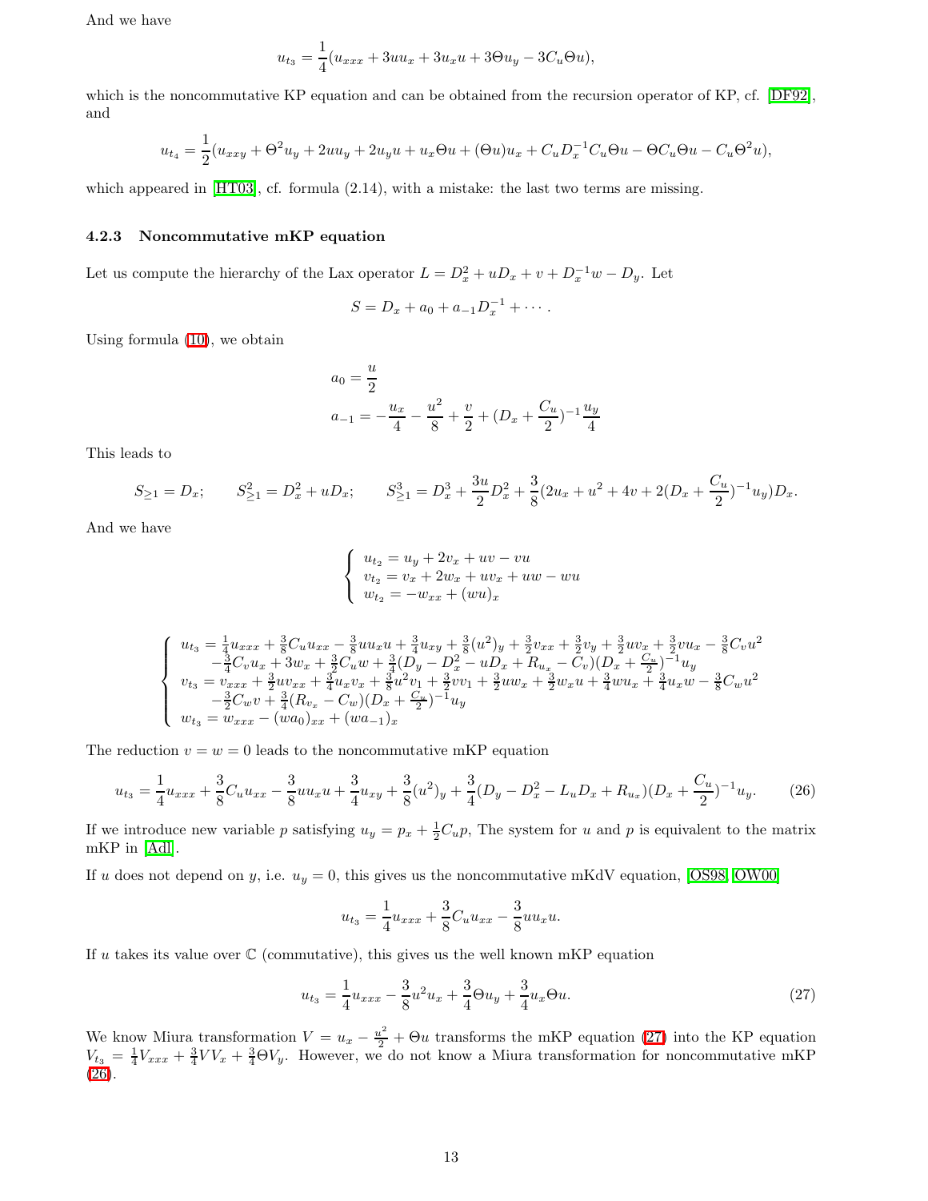And we have

$$u_{t_3} = \frac{1}{4}(u_{xxx} + 3uu_x + 3u_x u + 3\Theta u_y - 3C_u \Theta u),$$

which is the noncommutative KP equation and can be obtained from the recursion operator of KP, cf. [DF92], and

$$u_{t_4} = \frac{1}{2}(u_{xxy} + \Theta^2 u_y + 2uu_y + 2u_y u + u_x \Theta u + (\Theta u)u_x + C_u D_x^{-1} C_u \Theta u - \Theta C_u \Theta u - C_u \Theta^2 u),$$

which appeared in [HT03], cf. formula (2.14), with a mistake: the last two terms are missing.

### 4.2.3 Noncommutative mKP equation

Let us compute the hierarchy of the Lax operator $L = D_x^2 + uD_x + v + D_x^{-1} w - D_y$. Let

$$S = D_x + a_0 + a_{-1} D_x^{-1} + \cdots.$$

Using formula (10), we obtain

$$a_0 = \frac{u}{2}$$
$$a_{-1} = -\frac{u_x}{4} - \frac{u^2}{8} + \frac{v}{2} + (D_x + \frac{C_u}{2})^{-1} \frac{u_y}{4}$$

This leads to

$$S_{\geq 1} = D_x; \qquad S_{\geq 1}^2 = D_x^2 + uD_x; \qquad S_{\geq 1}^3 = D_x^3 + \frac{3u}{2} D_x^2 + \frac{3}{8}(2u_x + u^2 + 4v + 2(D_x + \frac{C_u}{2})^{-1} u_y) D_x.$$

And we have

$$\left\{ \begin{array}{l} u_{t_2} = u_y + 2v_x + uv - vu \\ v_{t_2} = v_x + 2w_x + uv_x + uw - wu \\ w_{t_2} = -w_{xx} + (wu)_x \end{array} \right.$$

$$\left\{ \begin{array}{l} u_{t_3} = \frac{1}{4}u_{xxx} + \frac{3}{8}C_u u_{xx} - \frac{3}{8}uu_x u + \frac{3}{4}u_{xy} + \frac{3}{8}(u^2)_y + \frac{3}{2}v_{xx} + \frac{3}{2}v_y + \frac{3}{2}uv_x + \frac{3}{2}vu_x - \frac{3}{8}C_v u^2 \\ \quad -\frac{3}{4}C_v u_x + 3w_x + \frac{3}{2}C_u w + \frac{3}{4}(D_y - D_x^2 - uD_x + R_{u_x} - C_v)(D_x + \frac{C_u}{2})^{-1} u_y \\ v_{t_3} = v_{xxx} + \frac{3}{2}uv_{xx} + \frac{3}{4}u_x v_x + \frac{3}{8}u^2 v_1 + \frac{3}{2}vv_1 + \frac{3}{2}uw_x + \frac{3}{2}w_x u + \frac{3}{4}wu_x + \frac{3}{4}u_x w - \frac{3}{8}C_w u^2 \\ \quad -\frac{3}{2}C_w v + \frac{3}{4}(R_{v_x} - C_w)(D_x + \frac{C_u}{2})^{-1} u_y \\ w_{t_3} = w_{xxx} - (wa_0)_{xx} + (wa_{-1})_x \end{array} \right.$$

The reduction $v = w = 0$ leads to the noncommutative mKP equation

$$u_{t_3} = \frac{1}{4}u_{xxx} + \frac{3}{8}C_u u_{xx} - \frac{3}{8}uu_x u + \frac{3}{4}u_{xy} + \frac{3}{8}(u^2)_y + \frac{3}{4}(D_y - D_x^2 - L_u D_x + R_{u_x})(D_x + \frac{C_u}{2})^{-1} u_y. \tag{26}$$

If we introduce new variable $p$ satisfying $u_y = p_x + \frac{1}{2}C_u p$, The system for $u$ and $p$ is equivalent to the matrix mKP in [Adl].

If $u$ does not depend on $y$, i.e. $u_y = 0$, this gives us the noncommutative mKdV equation, [OS98, OW00]

$$u_{t_3} = \frac{1}{4}u_{xxx} + \frac{3}{8}C_u u_{xx} - \frac{3}{8}uu_x u.$$

If $u$ takes its value over $\mathbb{C}$ (commutative), this gives us the well known mKP equation

$$u_{t_3} = \frac{1}{4}u_{xxx} - \frac{3}{8}u^2 u_x + \frac{3}{4}\Theta u_y + \frac{3}{4}u_x \Theta u. \tag{27}$$

We know Miura transformation $V = u_x - \frac{u^2}{2} + \Theta u$ transforms the mKP equation (27) into the KP equation $V_{t_3} = \frac{1}{4}V_{xxx} + \frac{3}{4}VV_x + \frac{3}{4}\Theta V_y$. However, we do not know a Miura transformation for noncommutative mKP (26).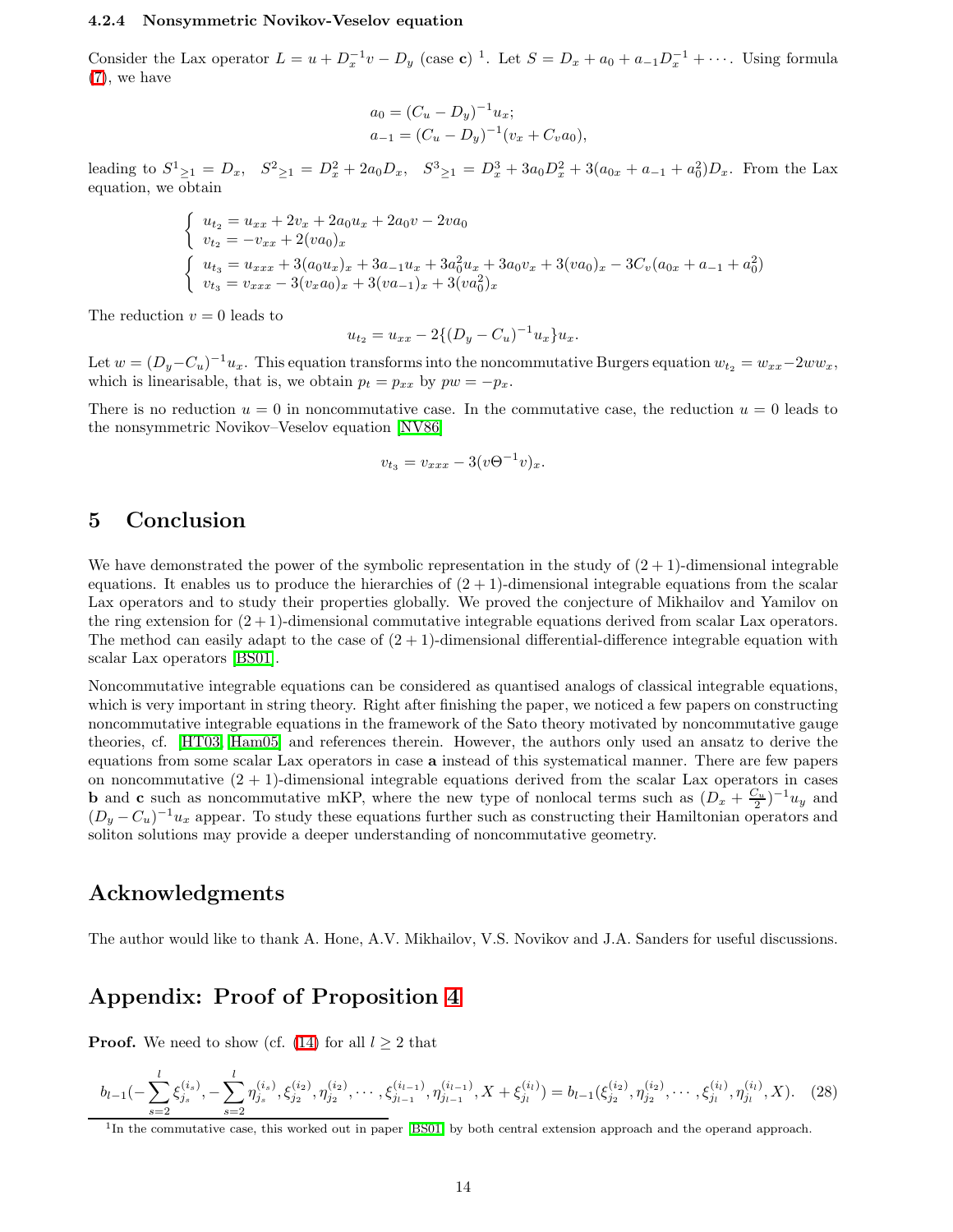#### 4.2.4 Nonsymmetric Novikov-Veselov equation

Consider the Lax operator $L = u + D_x^{-1}v - D_y$ (case **c**) [1]. Let $S = D_x + a_0 + a_{-1}D_x^{-1} + \cdots$. Using formula (7), we have

$$
\begin{aligned}
a_0 &= (C_u - D_y)^{-1}u_x;\\
a_{-1} &= (C_u - D_y)^{-1}(v_x + C_v a_0),
\end{aligned}
$$

leading to $S^1{}_{\geq 1} = D_x$, $S^2{}_{\geq 1} = D_x^2 + 2a_0 D_x$, $S^3{}_{\geq 1} = D_x^3 + 3a_0 D_x^2 + 3(a_{0x} + a_{-1} + a_0^2)D_x$. From the Lax equation, we obtain

$$
\begin{cases}
u_{t_2} = u_{xx} + 2v_x + 2a_0 u_x + 2a_0 v - 2va_0\\
v_{t_2} = -v_{xx} + 2(va_0)_x
\end{cases}
$$

$$
\begin{cases}
u_{t_3} = u_{xxx} + 3(a_0 u_x)_x + 3a_{-1}u_x + 3a_0^2 u_x + 3a_0 v_x + 3(va_0)_x - 3C_v(a_{0x} + a_{-1} + a_0^2)\\
v_{t_3} = v_{xxx} - 3(v_x a_0)_x + 3(va_{-1})_x + 3(va_0^2)_x
\end{cases}
$$

The reduction $v = 0$ leads to

$$
u_{t_2} = u_{xx} - 2\{(D_y - C_u)^{-1}u_x\}u_x.
$$

Let $w = (D_y - C_u)^{-1}u_x$. This equation transforms into the noncommutative Burgers equation $w_{t_2} = w_{xx} - 2ww_x$, which is linearisable, that is, we obtain $p_t = p_{xx}$ by $pw = -p_x$.

There is no reduction $u = 0$ in noncommutative case. In the commutative case, the reduction $u = 0$ leads to the nonsymmetric Novikov–Veselov equation [NV86]

$$
v_{t_3} = v_{xxx} - 3(v\Theta^{-1}v)_x.
$$

## 5 Conclusion

We have demonstrated the power of the symbolic representation in the study of $(2+1)$-dimensional integrable equations. It enables us to produce the hierarchies of $(2+1)$-dimensional integrable equations from the scalar Lax operators and to study their properties globally. We proved the conjecture of Mikhailov and Yamilov on the ring extension for $(2+1)$-dimensional commutative integrable equations derived from scalar Lax operators. The method can easily adapt to the case of $(2+1)$-dimensional differential-difference integrable equation with scalar Lax operators [BS01].

Noncommutative integrable equations can be considered as quantised analogs of classical integrable equations, which is very important in string theory. Right after finishing the paper, we noticed a few papers on constructing noncommutative integrable equations in the framework of the Sato theory motivated by noncommutative gauge theories, cf. [HT03, Ham05] and references therein. However, the authors only used an ansatz to derive the equations from some scalar Lax operators in case **a** instead of this systematical manner. There are few papers on noncommutative $(2+1)$-dimensional integrable equations derived from the scalar Lax operators in cases **b** and **c** such as noncommutative mKP, where the new type of nonlocal terms such as $(D_x + \frac{C_u}{2})^{-1}u_y$ and $(D_y - C_u)^{-1}u_x$ appear. To study these equations further such as constructing their Hamiltonian operators and soliton solutions may provide a deeper understanding of noncommutative geometry.

## Acknowledgments

The author would like to thank A. Hone, A.V. Mikhailov, V.S. Novikov and J.A. Sanders for useful discussions.

## Appendix: Proof of Proposition 4

**Proof.** We need to show (cf. (14)) for all $l \geq 2$ that

$$
b_{l-1}(-\sum_{s=2}^{l}\xi_{j_s}^{(i_s)}, -\sum_{s=2}^{l}\eta_{j_s}^{(i_s)}, \xi_{j_2}^{(i_2)}, \eta_{j_2}^{(i_2)}, \cdots, \xi_{j_{l-1}}^{(i_{l-1})}, \eta_{j_{l-1}}^{(i_{l-1})}, X + \xi_{j_l}^{(i_l)}) = b_{l-1}(\xi_{j_2}^{(i_2)}, \eta_{j_2}^{(i_2)}, \cdots, \xi_{j_l}^{(i_l)}, \eta_{j_l}^{(i_l)}, X). \quad (28)
$$

[1] In the commutative case, this worked out in paper [BS01] by both central extension approach and the operand approach.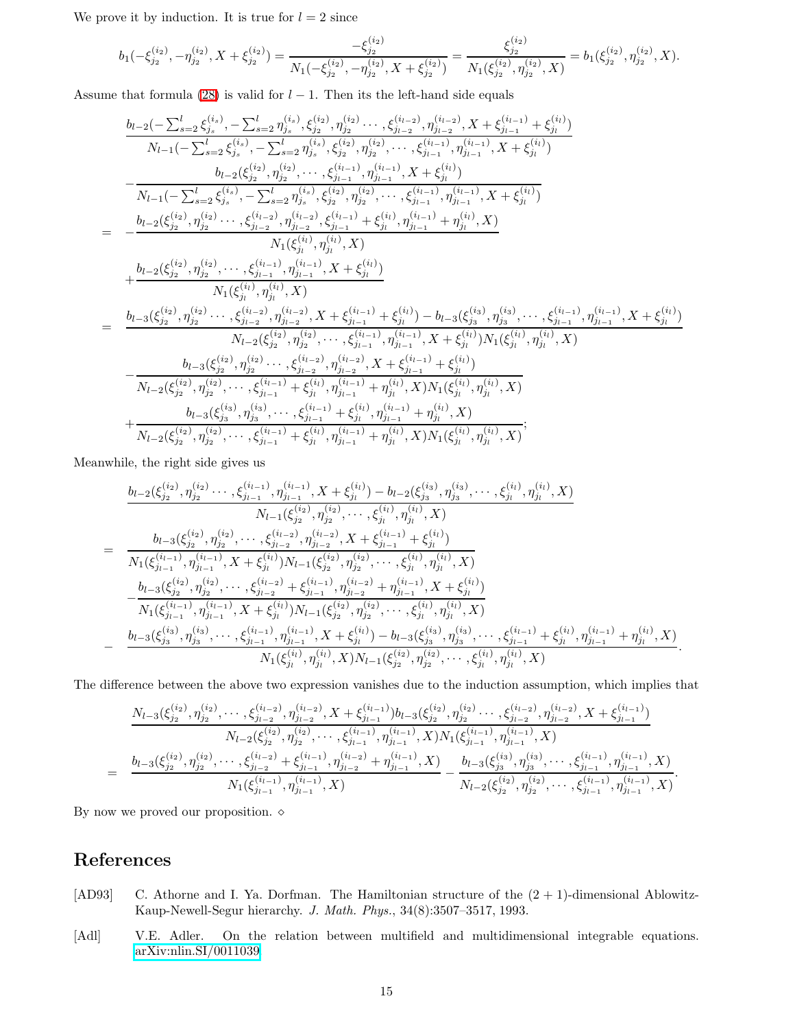We prove it by induction. It is true for $l=2$ since

$$b_1(-\xi_{j_2}^{(i_2)}, -\eta_{j_2}^{(i_2)}, X+\xi_{j_2}^{(i_2)}) = \frac{-\xi_{j_2}^{(i_2)}}{N_1(-\xi_{j_2}^{(i_2)}, -\eta_{j_2}^{(i_2)}, X+\xi_{j_2}^{(i_2)})} = \frac{\xi_{j_2}^{(i_2)}}{N_1(\xi_{j_2}^{(i_2)}, \eta_{j_2}^{(i_2)}, X)} = b_1(\xi_{j_2}^{(i_2)}, \eta_{j_2}^{(i_2)}, X).$$

Assume that formula (28) is valid for $l-1$. Then its the left-hand side equals

$$\begin{aligned}
& \frac{b_{l-2}(-\sum_{s=2}^{l}\xi_{j_s}^{(i_s)}, -\sum_{s=2}^{l}\eta_{j_s}^{(i_s)}, \xi_{j_2}^{(i_2)}, \eta_{j_2}^{(i_2)} \cdots, \xi_{j_{l-2}}^{(i_{l-2})}, \eta_{j_{l-2}}^{(i_{l-2})}, X+\xi_{j_{l-1}}^{(i_{l-1})}+\xi_{j_l}^{(i_l)})}{N_{l-1}(-\sum_{s=2}^{l}\xi_{j_s}^{(i_s)}, -\sum_{s=2}^{l}\eta_{j_s}^{(i_s)}, \xi_{j_2}^{(i_2)}, \eta_{j_2}^{(i_2)}, \cdots, \xi_{j_{l-1}}^{(i_{l-1})}, \eta_{j_{l-1}}^{(i_{l-1})}, X+\xi_{j_l}^{(i_l)})} \\
& -\frac{b_{l-2}(\xi_{j_2}^{(i_2)}, \eta_{j_2}^{(i_2)}, \cdots, \xi_{j_{l-1}}^{(i_{l-1})}, \eta_{j_{l-1}}^{(i_{l-1})}, X+\xi_{j_l}^{(i_l)})}{N_{l-1}(-\sum_{s=2}^{l}\xi_{j_s}^{(i_s)}, -\sum_{s=2}^{l}\eta_{j_s}^{(i_s)}, \xi_{j_2}^{(i_2)}, \eta_{j_2}^{(i_2)}, \cdots, \xi_{j_{l-1}}^{(i_{l-1})}, \eta_{j_{l-1}}^{(i_{l-1})}, X+\xi_{j_l}^{(i_l)})} \\
= & -\frac{b_{l-2}(\xi_{j_2}^{(i_2)}, \eta_{j_2}^{(i_2)} \cdots, \xi_{j_{l-2}}^{(i_{l-2})}, \eta_{j_{l-2}}^{(i_{l-2})}, \xi_{j_{l-1}}^{(i_{l-1})}+\xi_{j_l}^{(i_l)}, \eta_{j_{l-1}}^{(i_{l-1})}+\eta_{j_l}^{(i_l)}, X)}{N_1(\xi_{j_l}^{(i_l)}, \eta_{j_l}^{(i_l)}, X)} \\
& +\frac{b_{l-2}(\xi_{j_2}^{(i_2)}, \eta_{j_2}^{(i_2)}, \cdots, \xi_{j_{l-1}}^{(i_{l-1})}, \eta_{j_{l-1}}^{(i_{l-1})}, X+\xi_{j_l}^{(i_l)})}{N_1(\xi_{j_l}^{(i_l)}, \eta_{j_l}^{(i_l)}, X)} \\
= & \frac{b_{l-3}(\xi_{j_2}^{(i_2)}, \eta_{j_2}^{(i_2)} \cdots, \xi_{j_{l-2}}^{(i_{l-2})}, \eta_{j_{l-2}}^{(i_{l-2})}, X+\xi_{j_{l-1}}^{(i_{l-1})}+\xi_{j_l}^{(i_l)}) - b_{l-3}(\xi_{j_3}^{(i_3)}, \eta_{j_3}^{(i_3)}, \cdots, \xi_{j_{l-1}}^{(i_{l-1})}, \eta_{j_{l-1}}^{(i_{l-1})}, X+\xi_{j_l}^{(i_l)})}{N_{l-2}(\xi_{j_2}^{(i_2)}, \eta_{j_2}^{(i_2)}, \cdots, \xi_{j_{l-1}}^{(i_{l-1})}, \eta_{j_{l-1}}^{(i_{l-1})}, X+\xi_{j_l}^{(i_l)}) N_1(\xi_{j_l}^{(i_l)}, \eta_{j_l}^{(i_l)}, X)} \\
& -\frac{b_{l-3}(\xi_{j_2}^{(i_2)}, \eta_{j_2}^{(i_2)} \cdots, \xi_{j_{l-2}}^{(i_{l-2})}, \eta_{j_{l-2}}^{(i_{l-2})}, X+\xi_{j_{l-1}}^{(i_{l-1})}+\xi_{j_l}^{(i_l)})}{N_{l-2}(\xi_{j_2}^{(i_2)}, \eta_{j_2}^{(i_2)}, \cdots, \xi_{j_{l-1}}^{(i_{l-1})}+\xi_{j_l}^{(i_l)}, \eta_{j_{l-1}}^{(i_{l-1})}+\eta_{j_l}^{(i_l)}, X) N_1(\xi_{j_l}^{(i_l)}, \eta_{j_l}^{(i_l)}, X)} \\
& +\frac{b_{l-3}(\xi_{j_3}^{(i_3)}, \eta_{j_3}^{(i_3)}, \cdots, \xi_{j_{l-1}}^{(i_{l-1})}+\xi_{j_l}^{(i_l)}, \eta_{j_{l-1}}^{(i_{l-1})}+\eta_{j_l}^{(i_l)}, X)}{N_{l-2}(\xi_{j_2}^{(i_2)}, \eta_{j_2}^{(i_2)}, \cdots, \xi_{j_{l-1}}^{(i_{l-1})}+\xi_{j_l}^{(i_l)}, \eta_{j_{l-1}}^{(i_{l-1})}+\eta_{j_l}^{(i_l)}, X) N_1(\xi_{j_l}^{(i_l)}, \eta_{j_l}^{(i_l)}, X)};
\end{aligned}$$

Meanwhile, the right side gives us

$$\begin{aligned}
& \frac{b_{l-2}(\xi_{j_2}^{(i_2)}, \eta_{j_2}^{(i_2)} \cdots, \xi_{j_{l-1}}^{(i_{l-1})}, \eta_{j_{l-1}}^{(i_{l-1})}, X+\xi_{j_l}^{(i_l)}) - b_{l-2}(\xi_{j_3}^{(i_3)}, \eta_{j_3}^{(i_3)}, \cdots, \xi_{j_l}^{(i_l)}, \eta_{j_l}^{(i_l)}, X)}{N_{l-1}(\xi_{j_2}^{(i_2)}, \eta_{j_2}^{(i_2)}, \cdots, \xi_{j_l}^{(i_l)}, \eta_{j_l}^{(i_l)}, X)} \\
= & \frac{b_{l-3}(\xi_{j_2}^{(i_2)}, \eta_{j_2}^{(i_2)}, \cdots, \xi_{j_{l-2}}^{(i_{l-2})}, \eta_{j_{l-2}}^{(i_{l-2})}, X+\xi_{j_{l-1}}^{(i_{l-1})}+\xi_{j_l}^{(i_l)})}{N_1(\xi_{j_{l-1}}^{(i_{l-1})}, \eta_{j_{l-1}}^{(i_{l-1})}, X+\xi_{j_l}^{(i_l)}) N_{l-1}(\xi_{j_2}^{(i_2)}, \eta_{j_2}^{(i_2)}, \cdots, \xi_{j_l}^{(i_l)}, \eta_{j_l}^{(i_l)}, X)} \\
& -\frac{b_{l-3}(\xi_{j_2}^{(i_2)}, \eta_{j_2}^{(i_2)}, \cdots, \xi_{j_{l-2}}^{(i_{l-2})}+\xi_{j_{l-1}}^{(i_{l-1})}, \eta_{j_{l-2}}^{(i_{l-2})}+\eta_{j_{l-1}}^{(i_{l-1})}, X+\xi_{j_l}^{(i_l)})}{N_1(\xi_{j_{l-1}}^{(i_{l-1})}, \eta_{j_{l-1}}^{(i_{l-1})}, X+\xi_{j_l}^{(i_l)}) N_{l-1}(\xi_{j_2}^{(i_2)}, \eta_{j_2}^{(i_2)}, \cdots, \xi_{j_l}^{(i_l)}, \eta_{j_l}^{(i_l)}, X)} \\
- & \frac{b_{l-3}(\xi_{j_3}^{(i_3)}, \eta_{j_3}^{(i_3)}, \cdots, \xi_{j_{l-1}}^{(i_{l-1})}, \eta_{j_{l-1}}^{(i_{l-1})}, X+\xi_{j_l}^{(i_l)}) - b_{l-3}(\xi_{j_3}^{(i_3)}, \eta_{j_3}^{(i_3)}, \cdots, \xi_{j_{l-1}}^{(i_{l-1})}+\xi_{j_l}^{(i_l)}, \eta_{j_{l-1}}^{(i_{l-1})}+\eta_{j_l}^{(i_l)}, X)}{N_1(\xi_{j_l}^{(i_l)}, \eta_{j_l}^{(i_l)}, X) N_{l-1}(\xi_{j_2}^{(i_2)}, \eta_{j_2}^{(i_2)}, \cdots, \xi_{j_l}^{(i_l)}, \eta_{j_l}^{(i_l)}, X)}.
\end{aligned}$$

The difference between the above two expression vanishes due to the induction assumption, which implies that

$$\begin{aligned}
& \frac{N_{l-3}(\xi_{j_2}^{(i_2)}, \eta_{j_2}^{(i_2)}, \cdots, \xi_{j_{l-2}}^{(i_{l-2})}, \eta_{j_{l-2}}^{(i_{l-2})}, X+\xi_{j_{l-1}}^{(i_{l-1})}) b_{l-3}(\xi_{j_2}^{(i_2)}, \eta_{j_2}^{(i_2)} \cdots, \xi_{j_{l-2}}^{(i_{l-2})}, \eta_{j_{l-2}}^{(i_{l-2})}, X+\xi_{j_{l-1}}^{(i_{l-1})})}{N_{l-2}(\xi_{j_2}^{(i_2)}, \eta_{j_2}^{(i_2)}, \cdots, \xi_{j_{l-1}}^{(i_{l-1})}, \eta_{j_{l-1}}^{(i_{l-1})}, X) N_1(\xi_{j_{l-1}}^{(i_{l-1})}, \eta_{j_{l-1}}^{(i_{l-1})}, X)} \\
= & \frac{b_{l-3}(\xi_{j_2}^{(i_2)}, \eta_{j_2}^{(i_2)}, \cdots, \xi_{j_{l-2}}^{(i_{l-2})}+\xi_{j_{l-1}}^{(i_{l-1})}, \eta_{j_{l-2}}^{(i_{l-2})}+\eta_{j_{l-1}}^{(i_{l-1})}, X)}{N_1(\xi_{j_{l-1}}^{(i_{l-1})}, \eta_{j_{l-1}}^{(i_{l-1})}, X)} - \frac{b_{l-3}(\xi_{j_3}^{(i_3)}, \eta_{j_3}^{(i_3)}, \cdots, \xi_{j_{l-1}}^{(i_{l-1})}, \eta_{j_{l-1}}^{(i_{l-1})}, X)}{N_{l-2}(\xi_{j_2}^{(i_2)}, \eta_{j_2}^{(i_2)}, \cdots, \xi_{j_{l-1}}^{(i_{l-1})}, \eta_{j_{l-1}}^{(i_{l-1})}, X)}.
\end{aligned}$$

By now we proved our proposition. $\diamond$

# References

[AD93] C. Athorne and I. Ya. Dorfman. The Hamiltonian structure of the (2 + 1)-dimensional Ablowitz-Kaup-Newell-Segur hierarchy. *J. Math. Phys.*, 34(8):3507–3517, 1993.

[Adl] V.E. Adler. On the relation between multifield and multidimensional integrable equations. arXiv:nlin.SI/0011039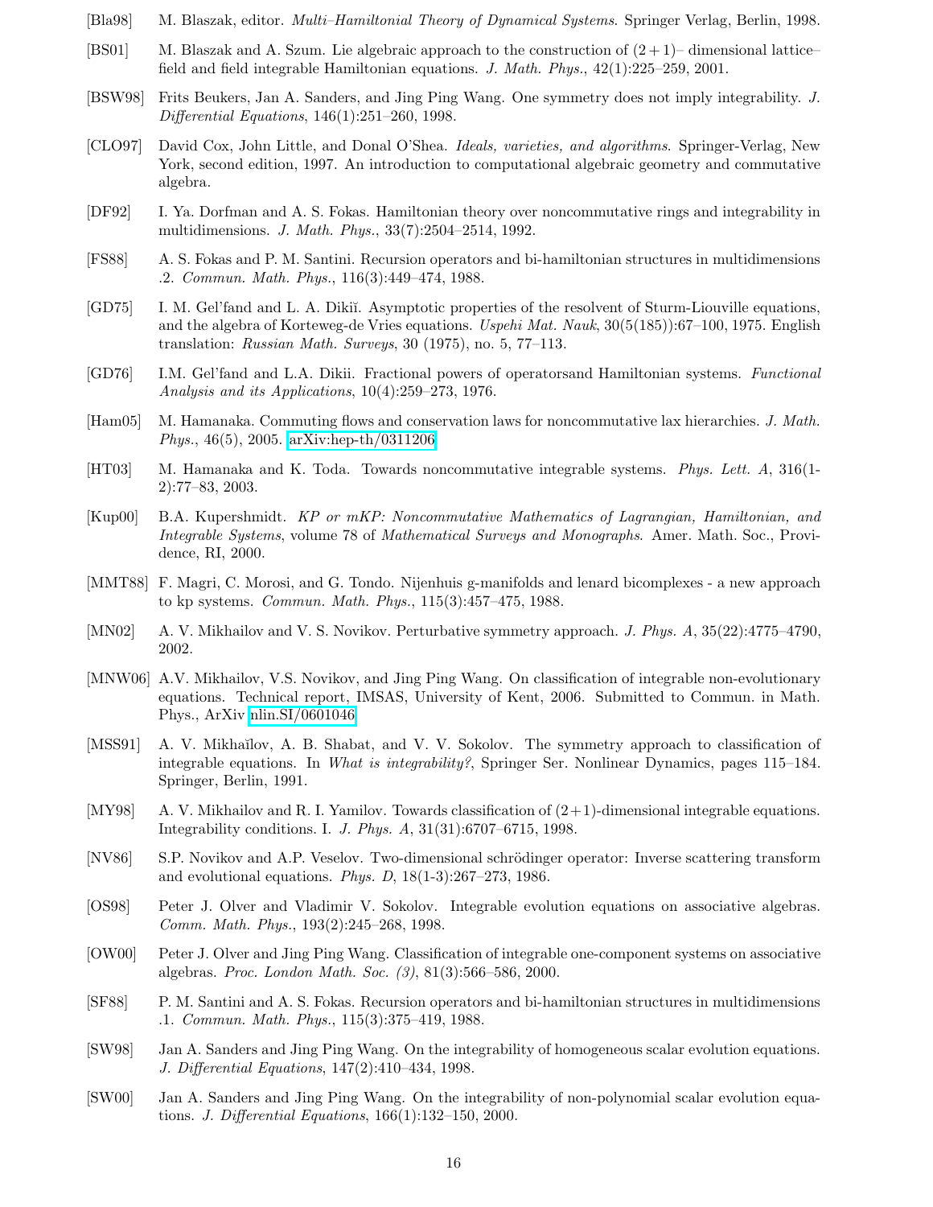[Bla98] M. Blaszak, editor. *Multi–Hamiltonial Theory of Dynamical Systems*. Springer Verlag, Berlin, 1998.

[BS01] M. Blaszak and A. Szum. Lie algebraic approach to the construction of $(2+1)$– dimensional lattice–field and field integrable Hamiltonian equations. *J. Math. Phys.*, 42(1):225–259, 2001.

[BSW98] Frits Beukers, Jan A. Sanders, and Jing Ping Wang. One symmetry does not imply integrability. *J. Differential Equations*, 146(1):251–260, 1998.

[CLO97] David Cox, John Little, and Donal O'Shea. *Ideals, varieties, and algorithms*. Springer-Verlag, New York, second edition, 1997. An introduction to computational algebraic geometry and commutative algebra.

[DF92] I. Ya. Dorfman and A. S. Fokas. Hamiltonian theory over noncommutative rings and integrability in multidimensions. *J. Math. Phys.*, 33(7):2504–2514, 1992.

[FS88] A. S. Fokas and P. M. Santini. Recursion operators and bi-hamiltonian structures in multidimensions .2. *Commun. Math. Phys.*, 116(3):449–474, 1988.

[GD75] I. M. Gel'fand and L. A. Dikiĭ. Asymptotic properties of the resolvent of Sturm-Liouville equations, and the algebra of Korteweg-de Vries equations. *Uspehi Mat. Nauk*, 30(5(185)):67–100, 1975. English translation: *Russian Math. Surveys*, 30 (1975), no. 5, 77–113.

[GD76] I.M. Gel'fand and L.A. Dikii. Fractional powers of operatorsand Hamiltonian systems. *Functional Analysis and its Applications*, 10(4):259–273, 1976.

[Ham05] M. Hamanaka. Commuting flows and conservation laws for noncommutative lax hierarchies. *J. Math. Phys.*, 46(5), 2005. arXiv:hep-th/0311206.

[HT03] M. Hamanaka and K. Toda. Towards noncommutative integrable systems. *Phys. Lett. A*, 316(1-2):77–83, 2003.

[Kup00] B.A. Kupershmidt. *KP or mKP: Noncommutative Mathematics of Lagrangian, Hamiltonian, and Integrable Systems*, volume 78 of *Mathematical Surveys and Monographs*. Amer. Math. Soc., Providence, RI, 2000.

[MMT88] F. Magri, C. Morosi, and G. Tondo. Nijenhuis g-manifolds and lenard bicomplexes - a new approach to kp systems. *Commun. Math. Phys.*, 115(3):457–475, 1988.

[MN02] A. V. Mikhailov and V. S. Novikov. Perturbative symmetry approach. *J. Phys. A*, 35(22):4775–4790, 2002.

[MNW06] A.V. Mikhailov, V.S. Novikov, and Jing Ping Wang. On classification of integrable non-evolutionary equations. Technical report, IMSAS, University of Kent, 2006. Submitted to Commun. in Math. Phys., ArXiv nlin.SI/0601046.

[MSS91] A. V. Mikhaĭlov, A. B. Shabat, and V. V. Sokolov. The symmetry approach to classification of integrable equations. In *What is integrability?*, Springer Ser. Nonlinear Dynamics, pages 115–184. Springer, Berlin, 1991.

[MY98] A. V. Mikhailov and R. I. Yamilov. Towards classification of $(2+1)$-dimensional integrable equations. Integrability conditions. I. *J. Phys. A*, 31(31):6707–6715, 1998.

[NV86] S.P. Novikov and A.P. Veselov. Two-dimensional schrödinger operator: Inverse scattering transform and evolutional equations. *Phys. D*, 18(1-3):267–273, 1986.

[OS98] Peter J. Olver and Vladimir V. Sokolov. Integrable evolution equations on associative algebras. *Comm. Math. Phys.*, 193(2):245–268, 1998.

[OW00] Peter J. Olver and Jing Ping Wang. Classification of integrable one-component systems on associative algebras. *Proc. London Math. Soc. (3)*, 81(3):566–586, 2000.

[SF88] P. M. Santini and A. S. Fokas. Recursion operators and bi-hamiltonian structures in multidimensions .1. *Commun. Math. Phys.*, 115(3):375–419, 1988.

[SW98] Jan A. Sanders and Jing Ping Wang. On the integrability of homogeneous scalar evolution equations. *J. Differential Equations*, 147(2):410–434, 1998.

[SW00] Jan A. Sanders and Jing Ping Wang. On the integrability of non-polynomial scalar evolution equations. *J. Differential Equations*, 166(1):132–150, 2000.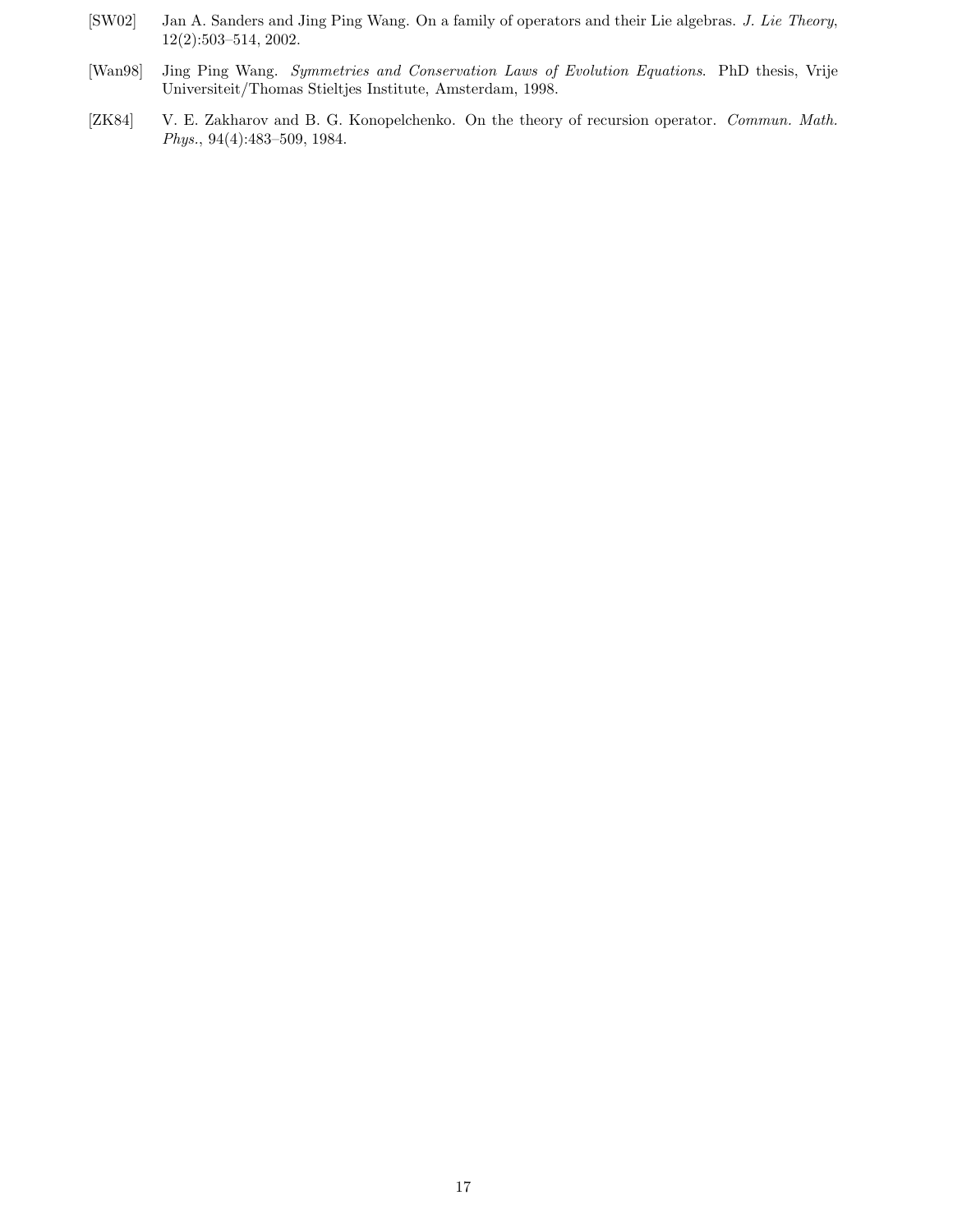[SW02] Jan A. Sanders and Jing Ping Wang. On a family of operators and their Lie algebras. *J. Lie Theory*, 12(2):503–514, 2002.

[Wan98] Jing Ping Wang. *Symmetries and Conservation Laws of Evolution Equations*. PhD thesis, Vrije Universiteit/Thomas Stieltjes Institute, Amsterdam, 1998.

[ZK84] V. E. Zakharov and B. G. Konopelchenko. On the theory of recursion operator. *Commun. Math. Phys.*, 94(4):483–509, 1984.